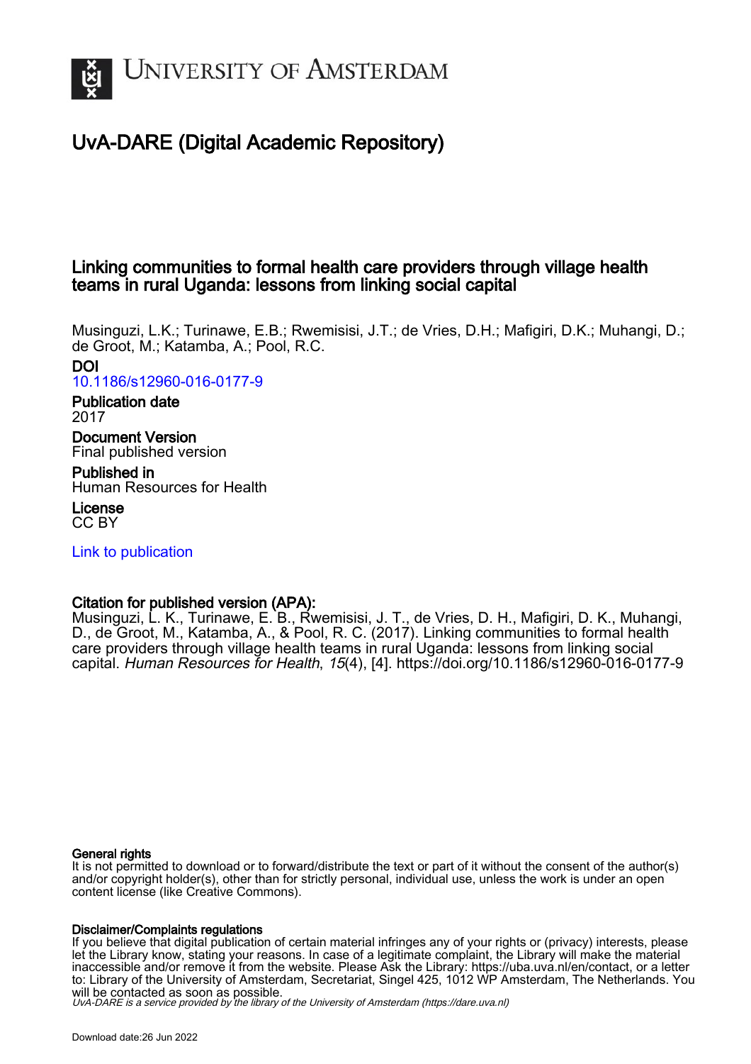# UvA-DARE (Digital Academic Repository)

## Linking communities to formal health care providers through village health teams in rural Uganda: lessons from linking social capital

Musinguzi, L.K.; Turinawe, E.B.; Rwemisisi, J.T.; de Vries, D.H.; Mafigiri, D.K.; Muhangi, D.; de Groot, M.; Katamba, A.; Pool, R.C.

**DOI**
10.1186/s12960-016-0177-9

**Publication date**
2017

**Document Version**
Final published version

**Published in**
Human Resources for Health

**License**
CC BY

Link to publication

**Citation for published version (APA):**
Musinguzi, L. K., Turinawe, E. B., Rwemisisi, J. T., de Vries, D. H., Mafigiri, D. K., Muhangi, D., de Groot, M., Katamba, A., & Pool, R. C. (2017). Linking communities to formal health care providers through village health teams in rural Uganda: lessons from linking social capital. *Human Resources for Health*, *15*(4), [4]. https://doi.org/10.1186/s12960-016-0177-9

**General rights**
It is not permitted to download or to forward/distribute the text or part of it without the consent of the author(s) and/or copyright holder(s), other than for strictly personal, individual use, unless the work is under an open content license (like Creative Commons).

**Disclaimer/Complaints regulations**
If you believe that digital publication of certain material infringes any of your rights or (privacy) interests, please let the Library know, stating your reasons. In case of a legitimate complaint, the Library will make the material inaccessible and/or remove it from the website. Please Ask the Library: https://uba.uva.nl/en/contact, or a letter to: Library of the University of Amsterdam, Secretariat, Singel 425, 1012 WP Amsterdam, The Netherlands. You will be contacted as soon as possible.

*UvA-DARE is a service provided by the library of the University of Amsterdam (https://dare.uva.nl)*

Download date:26 Jun 2022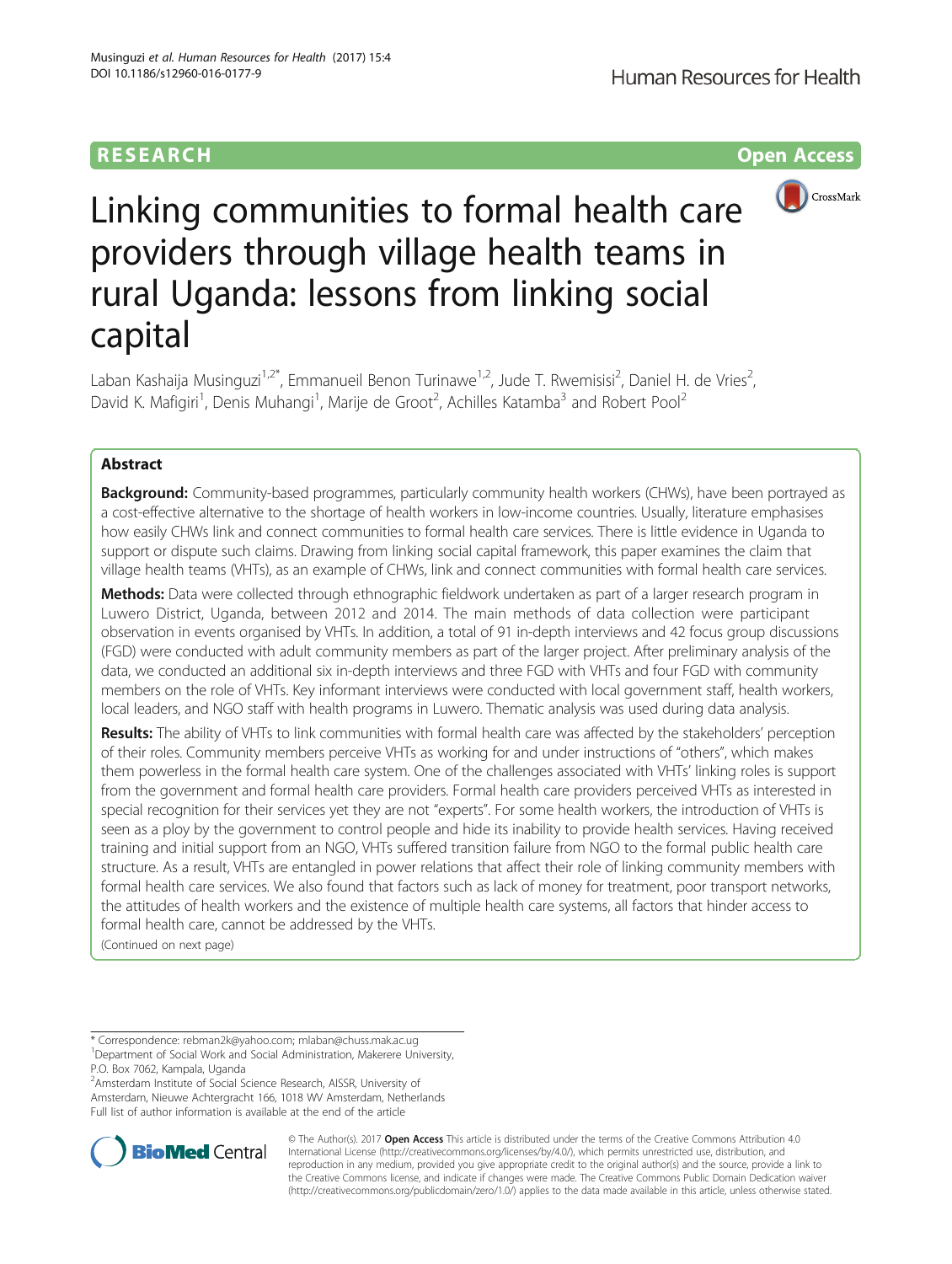RESEARCH Open Access

# Linking communities to formal health care providers through village health teams in rural Uganda: lessons from linking social capital

Laban Kashaija Musinguzi[1,2*], Emmanueil Benon Turinawe[1,2], Jude T. Rwemisisi[2], Daniel H. de Vries[2], David K. Mafigiri[1], Denis Muhangi[1], Marije de Groot[2], Achilles Katamba[3] and Robert Pool[2]

## Abstract

**Background:** Community-based programmes, particularly community health workers (CHWs), have been portrayed as a cost-effective alternative to the shortage of health workers in low-income countries. Usually, literature emphasises how easily CHWs link and connect communities to formal health care services. There is little evidence in Uganda to support or dispute such claims. Drawing from linking social capital framework, this paper examines the claim that village health teams (VHTs), as an example of CHWs, link and connect communities with formal health care services.

**Methods:** Data were collected through ethnographic fieldwork undertaken as part of a larger research program in Luwero District, Uganda, between 2012 and 2014. The main methods of data collection were participant observation in events organised by VHTs. In addition, a total of 91 in-depth interviews and 42 focus group discussions (FGD) were conducted with adult community members as part of the larger project. After preliminary analysis of the data, we conducted an additional six in-depth interviews and three FGD with VHTs and four FGD with community members on the role of VHTs. Key informant interviews were conducted with local government staff, health workers, local leaders, and NGO staff with health programs in Luwero. Thematic analysis was used during data analysis.

**Results:** The ability of VHTs to link communities with formal health care was affected by the stakeholders' perception of their roles. Community members perceive VHTs as working for and under instructions of "others", which makes them powerless in the formal health care system. One of the challenges associated with VHTs' linking roles is support from the government and formal health care providers. Formal health care providers perceived VHTs as interested in special recognition for their services yet they are not "experts". For some health workers, the introduction of VHTs is seen as a ploy by the government to control people and hide its inability to provide health services. Having received training and initial support from an NGO, VHTs suffered transition failure from NGO to the formal public health care structure. As a result, VHTs are entangled in power relations that affect their role of linking community members with formal health care services. We also found that factors such as lack of money for treatment, poor transport networks, the attitudes of health workers and the existence of multiple health care systems, all factors that hinder access to formal health care, cannot be addressed by the VHTs.

(Continued on next page)

* Correspondence: rebman2k@yahoo.com; mlaban@chuss.mak.ac.ug
[1]Department of Social Work and Social Administration, Makerere University, P.O. Box 7062, Kampala, Uganda
[2]Amsterdam Institute of Social Science Research, AISSR, University of Amsterdam, Nieuwe Achtergracht 166, 1018 WV Amsterdam, Netherlands
Full list of author information is available at the end of the article

© The Author(s). 2017 **Open Access** This article is distributed under the terms of the Creative Commons Attribution 4.0 International License (http://creativecommons.org/licenses/by/4.0/), which permits unrestricted use, distribution, and reproduction in any medium, provided you give appropriate credit to the original author(s) and the source, provide a link to the Creative Commons license, and indicate if changes were made. The Creative Commons Public Domain Dedication waiver (http://creativecommons.org/publicdomain/zero/1.0/) applies to the data made available in this article, unless otherwise stated.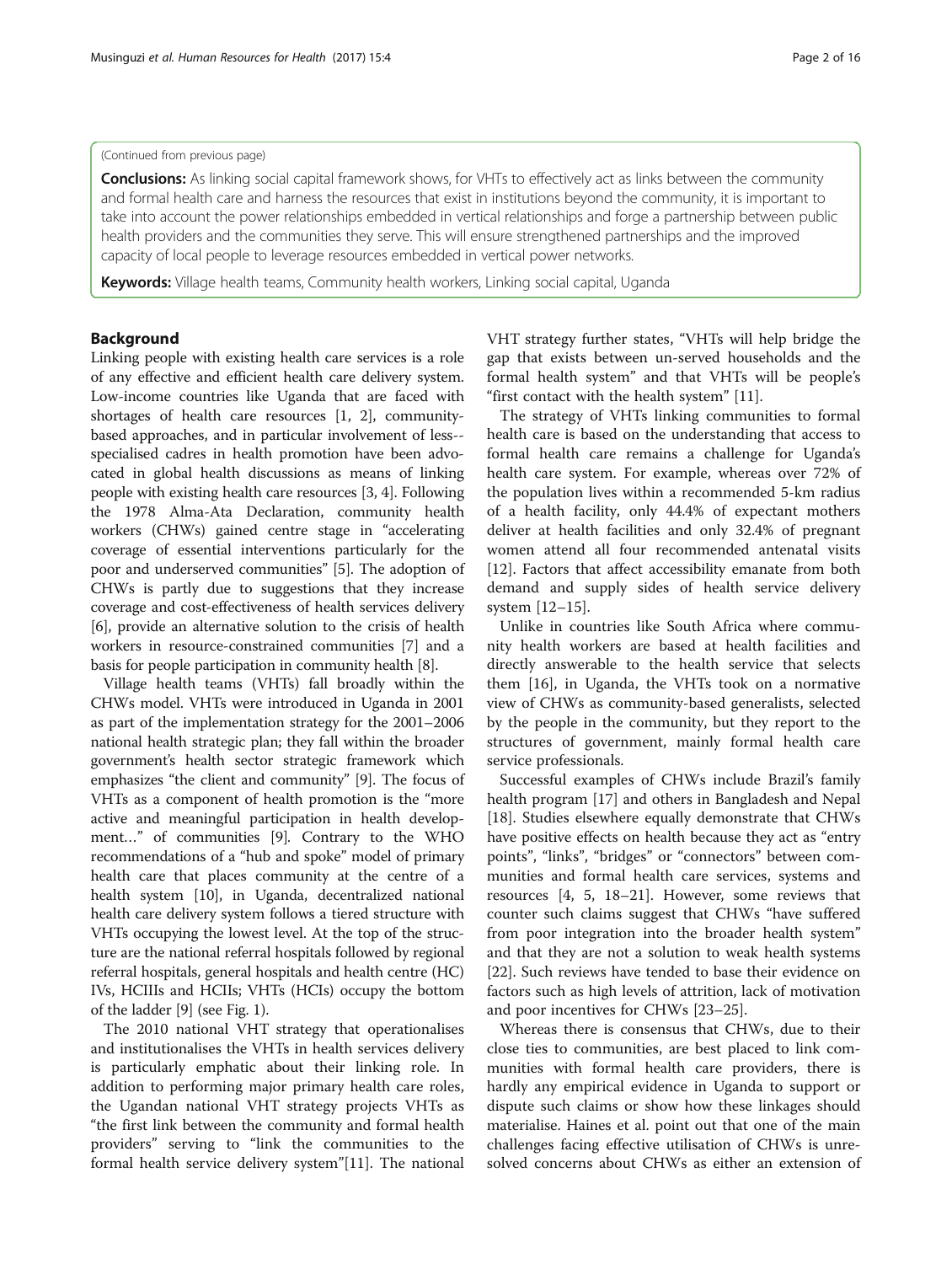(Continued from previous page)

**Conclusions:** As linking social capital framework shows, for VHTs to effectively act as links between the community and formal health care and harness the resources that exist in institutions beyond the community, it is important to take into account the power relationships embedded in vertical relationships and forge a partnership between public health providers and the communities they serve. This will ensure strengthened partnerships and the improved capacity of local people to leverage resources embedded in vertical power networks.

**Keywords:** Village health teams, Community health workers, Linking social capital, Uganda

## Background

Linking people with existing health care services is a role of any effective and efficient health care delivery system. Low-income countries like Uganda that are faced with shortages of health care resources [1, 2], community-based approaches, and in particular involvement of less--specialised cadres in health promotion have been advocated in global health discussions as means of linking people with existing health care resources [3, 4]. Following the 1978 Alma-Ata Declaration, community health workers (CHWs) gained centre stage in "accelerating coverage of essential interventions particularly for the poor and underserved communities" [5]. The adoption of CHWs is partly due to suggestions that they increase coverage and cost-effectiveness of health services delivery [6], provide an alternative solution to the crisis of health workers in resource-constrained communities [7] and a basis for people participation in community health [8].

Village health teams (VHTs) fall broadly within the CHWs model. VHTs were introduced in Uganda in 2001 as part of the implementation strategy for the 2001–2006 national health strategic plan; they fall within the broader government's health sector strategic framework which emphasizes "the client and community" [9]. The focus of VHTs as a component of health promotion is the "more active and meaningful participation in health development…" of communities [9]. Contrary to the WHO recommendations of a "hub and spoke" model of primary health care that places community at the centre of a health system [10], in Uganda, decentralized national health care delivery system follows a tiered structure with VHTs occupying the lowest level. At the top of the structure are the national referral hospitals followed by regional referral hospitals, general hospitals and health centre (HC) IVs, HCIIIs and HCIIs; VHTs (HCIs) occupy the bottom of the ladder [9] (see Fig. 1).

The 2010 national VHT strategy that operationalises and institutionalises the VHTs in health services delivery is particularly emphatic about their linking role. In addition to performing major primary health care roles, the Ugandan national VHT strategy projects VHTs as "the first link between the community and formal health providers" serving to "link the communities to the formal health service delivery system"[11]. The national VHT strategy further states, "VHTs will help bridge the gap that exists between un-served households and the formal health system" and that VHTs will be people's "first contact with the health system" [11].

The strategy of VHTs linking communities to formal health care is based on the understanding that access to formal health care remains a challenge for Uganda's health care system. For example, whereas over 72% of the population lives within a recommended 5-km radius of a health facility, only 44.4% of expectant mothers deliver at health facilities and only 32.4% of pregnant women attend all four recommended antenatal visits [12]. Factors that affect accessibility emanate from both demand and supply sides of health service delivery system [12–15].

Unlike in countries like South Africa where community health workers are based at health facilities and directly answerable to the health service that selects them [16], in Uganda, the VHTs took on a normative view of CHWs as community-based generalists, selected by the people in the community, but they report to the structures of government, mainly formal health care service professionals.

Successful examples of CHWs include Brazil's family health program [17] and others in Bangladesh and Nepal [18]. Studies elsewhere equally demonstrate that CHWs have positive effects on health because they act as "entry points", "links", "bridges" or "connectors" between communities and formal health care services, systems and resources [4, 5, 18–21]. However, some reviews that counter such claims suggest that CHWs "have suffered from poor integration into the broader health system" and that they are not a solution to weak health systems [22]. Such reviews have tended to base their evidence on factors such as high levels of attrition, lack of motivation and poor incentives for CHWs [23–25].

Whereas there is consensus that CHWs, due to their close ties to communities, are best placed to link communities with formal health care providers, there is hardly any empirical evidence in Uganda to support or dispute such claims or show how these linkages should materialise. Haines et al. point out that one of the main challenges facing effective utilisation of CHWs is unresolved concerns about CHWs as either an extension of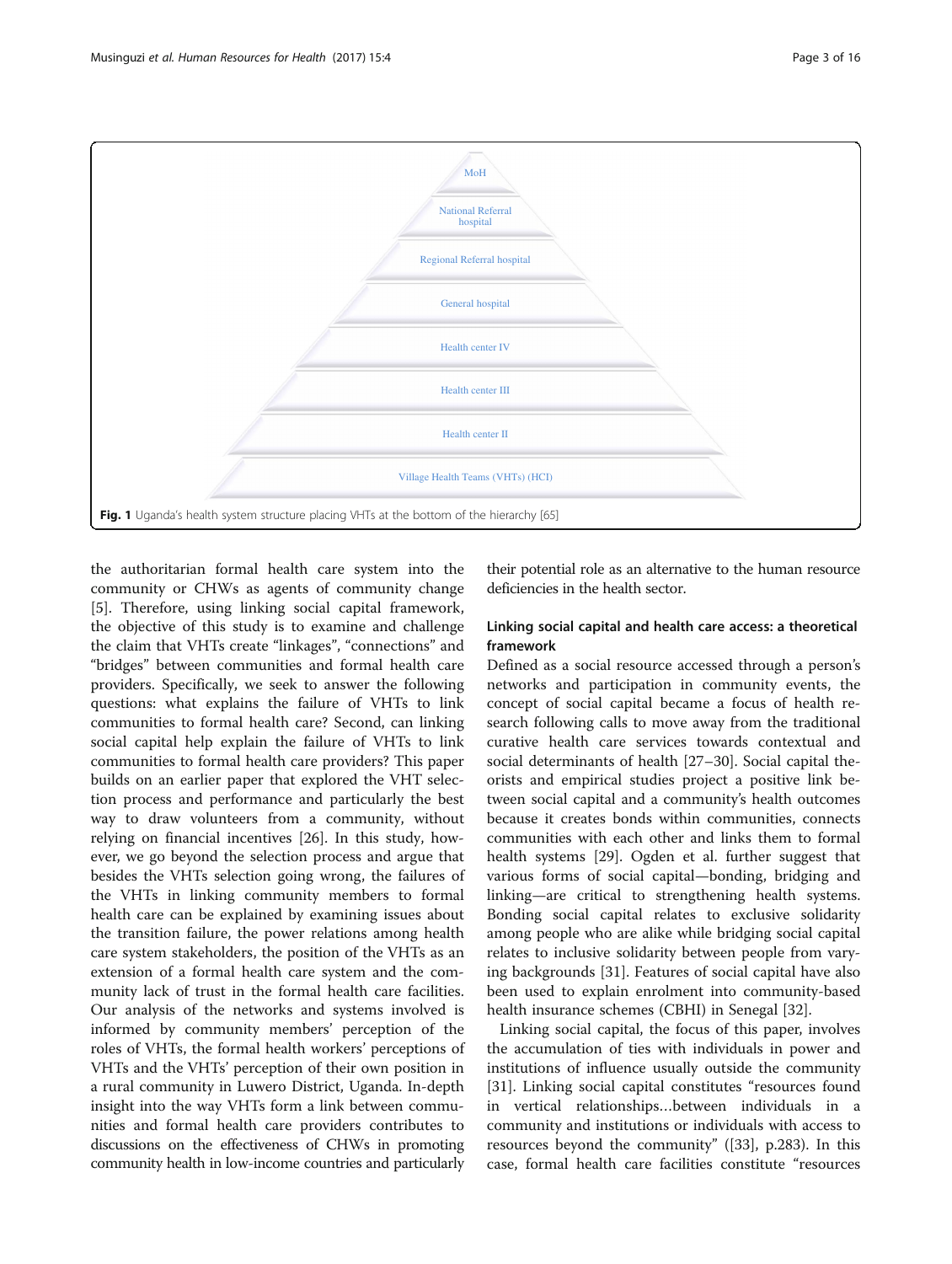MoH

National Referral hospital

Regional Referral hospital

General hospital

Health center IV

Health center III

Health center II

Village Health Teams (VHTs) (HCI)

**Fig. 1** Uganda's health system structure placing VHTs at the bottom of the hierarchy [65]

the authoritarian formal health care system into the community or CHWs as agents of community change [5]. Therefore, using linking social capital framework, the objective of this study is to examine and challenge the claim that VHTs create "linkages", "connections" and "bridges" between communities and formal health care providers. Specifically, we seek to answer the following questions: what explains the failure of VHTs to link communities to formal health care? Second, can linking social capital help explain the failure of VHTs to link communities to formal health care providers? This paper builds on an earlier paper that explored the VHT selection process and performance and particularly the best way to draw volunteers from a community, without relying on financial incentives [26]. In this study, however, we go beyond the selection process and argue that besides the VHTs selection going wrong, the failures of the VHTs in linking community members to formal health care can be explained by examining issues about the transition failure, the power relations among health care system stakeholders, the position of the VHTs as an extension of a formal health care system and the community lack of trust in the formal health care facilities. Our analysis of the networks and systems involved is informed by community members' perception of the roles of VHTs, the formal health workers' perceptions of VHTs and the VHTs' perception of their own position in a rural community in Luwero District, Uganda. In-depth insight into the way VHTs form a link between communities and formal health care providers contributes to discussions on the effectiveness of CHWs in promoting community health in low-income countries and particularly their potential role as an alternative to the human resource deficiencies in the health sector.

## Linking social capital and health care access: a theoretical framework

Defined as a social resource accessed through a person's networks and participation in community events, the concept of social capital became a focus of health research following calls to move away from the traditional curative health care services towards contextual and social determinants of health [27–30]. Social capital theorists and empirical studies project a positive link between social capital and a community's health outcomes because it creates bonds within communities, connects communities with each other and links them to formal health systems [29]. Ogden et al. further suggest that various forms of social capital—bonding, bridging and linking—are critical to strengthening health systems. Bonding social capital relates to exclusive solidarity among people who are alike while bridging social capital relates to inclusive solidarity between people from varying backgrounds [31]. Features of social capital have also been used to explain enrolment into community-based health insurance schemes (CBHI) in Senegal [32].

Linking social capital, the focus of this paper, involves the accumulation of ties with individuals in power and institutions of influence usually outside the community [31]. Linking social capital constitutes "resources found in vertical relationships…between individuals in a community and institutions or individuals with access to resources beyond the community" ([33], p.283). In this case, formal health care facilities constitute "resources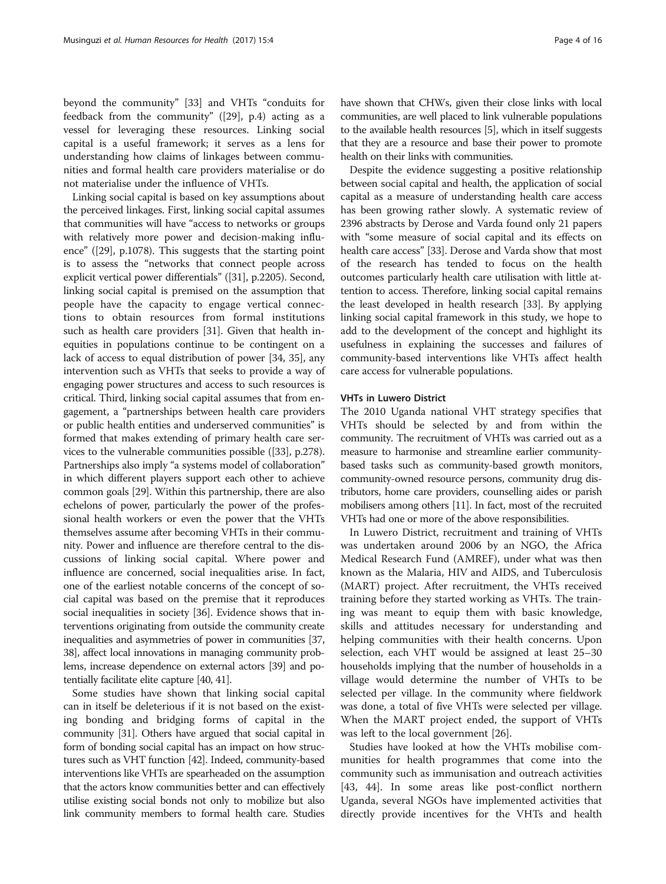beyond the community" [33] and VHTs "conduits for feedback from the community" ([29], p.4) acting as a vessel for leveraging these resources. Linking social capital is a useful framework; it serves as a lens for understanding how claims of linkages between communities and formal health care providers materialise or do not materialise under the influence of VHTs.

Linking social capital is based on key assumptions about the perceived linkages. First, linking social capital assumes that communities will have "access to networks or groups with relatively more power and decision-making influence" ([29], p.1078). This suggests that the starting point is to assess the "networks that connect people across explicit vertical power differentials" ([31], p.2205). Second, linking social capital is premised on the assumption that people have the capacity to engage vertical connections to obtain resources from formal institutions such as health care providers [31]. Given that health inequities in populations continue to be contingent on a lack of access to equal distribution of power [34, 35], any intervention such as VHTs that seeks to provide a way of engaging power structures and access to such resources is critical. Third, linking social capital assumes that from engagement, a "partnerships between health care providers or public health entities and underserved communities" is formed that makes extending of primary health care services to the vulnerable communities possible ([33], p.278). Partnerships also imply "a systems model of collaboration" in which different players support each other to achieve common goals [29]. Within this partnership, there are also echelons of power, particularly the power of the professional health workers or even the power that the VHTs themselves assume after becoming VHTs in their community. Power and influence are therefore central to the discussions of linking social capital. Where power and influence are concerned, social inequalities arise. In fact, one of the earliest notable concerns of the concept of social capital was based on the premise that it reproduces social inequalities in society [36]. Evidence shows that interventions originating from outside the community create inequalities and asymmetries of power in communities [37, 38], affect local innovations in managing community problems, increase dependence on external actors [39] and potentially facilitate elite capture [40, 41].

Some studies have shown that linking social capital can in itself be deleterious if it is not based on the existing bonding and bridging forms of capital in the community [31]. Others have argued that social capital in form of bonding social capital has an impact on how structures such as VHT function [42]. Indeed, community-based interventions like VHTs are spearheaded on the assumption that the actors know communities better and can effectively utilise existing social bonds not only to mobilize but also link community members to formal health care. Studies have shown that CHWs, given their close links with local communities, are well placed to link vulnerable populations to the available health resources [5], which in itself suggests that they are a resource and base their power to promote health on their links with communities.

Despite the evidence suggesting a positive relationship between social capital and health, the application of social capital as a measure of understanding health care access has been growing rather slowly. A systematic review of 2396 abstracts by Derose and Varda found only 21 papers with "some measure of social capital and its effects on health care access" [33]. Derose and Varda show that most of the research has tended to focus on the health outcomes particularly health care utilisation with little attention to access. Therefore, linking social capital remains the least developed in health research [33]. By applying linking social capital framework in this study, we hope to add to the development of the concept and highlight its usefulness in explaining the successes and failures of community-based interventions like VHTs affect health care access for vulnerable populations.

### VHTs in Luwero District

The 2010 Uganda national VHT strategy specifies that VHTs should be selected by and from within the community. The recruitment of VHTs was carried out as a measure to harmonise and streamline earlier community-based tasks such as community-based growth monitors, community-owned resource persons, community drug distributors, home care providers, counselling aides or parish mobilisers among others [11]. In fact, most of the recruited VHTs had one or more of the above responsibilities.

In Luwero District, recruitment and training of VHTs was undertaken around 2006 by an NGO, the Africa Medical Research Fund (AMREF), under what was then known as the Malaria, HIV and AIDS, and Tuberculosis (MART) project. After recruitment, the VHTs received training before they started working as VHTs. The training was meant to equip them with basic knowledge, skills and attitudes necessary for understanding and helping communities with their health concerns. Upon selection, each VHT would be assigned at least 25–30 households implying that the number of households in a village would determine the number of VHTs to be selected per village. In the community where fieldwork was done, a total of five VHTs were selected per village. When the MART project ended, the support of VHTs was left to the local government [26].

Studies have looked at how the VHTs mobilise communities for health programmes that come into the community such as immunisation and outreach activities [43, 44]. In some areas like post-conflict northern Uganda, several NGOs have implemented activities that directly provide incentives for the VHTs and health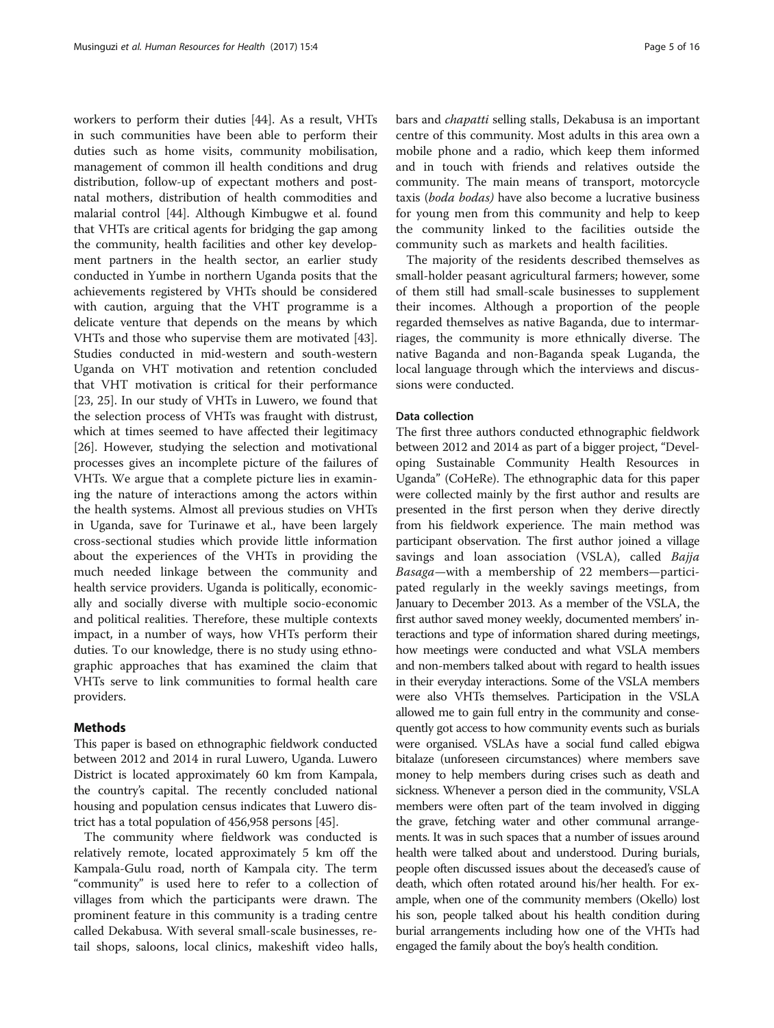workers to perform their duties [44]. As a result, VHTs in such communities have been able to perform their duties such as home visits, community mobilisation, management of common ill health conditions and drug distribution, follow-up of expectant mothers and post-natal mothers, distribution of health commodities and malarial control [44]. Although Kimbugwe et al. found that VHTs are critical agents for bridging the gap among the community, health facilities and other key development partners in the health sector, an earlier study conducted in Yumbe in northern Uganda posits that the achievements registered by VHTs should be considered with caution, arguing that the VHT programme is a delicate venture that depends on the means by which VHTs and those who supervise them are motivated [43]. Studies conducted in mid-western and south-western Uganda on VHT motivation and retention concluded that VHT motivation is critical for their performance [23, 25]. In our study of VHTs in Luwero, we found that the selection process of VHTs was fraught with distrust, which at times seemed to have affected their legitimacy [26]. However, studying the selection and motivational processes gives an incomplete picture of the failures of VHTs. We argue that a complete picture lies in examining the nature of interactions among the actors within the health systems. Almost all previous studies on VHTs in Uganda, save for Turinawe et al., have been largely cross-sectional studies which provide little information about the experiences of the VHTs in providing the much needed linkage between the community and health service providers. Uganda is politically, economically and socially diverse with multiple socio-economic and political realities. Therefore, these multiple contexts impact, in a number of ways, how VHTs perform their duties. To our knowledge, there is no study using ethnographic approaches that has examined the claim that VHTs serve to link communities to formal health care providers.

## Methods

This paper is based on ethnographic fieldwork conducted between 2012 and 2014 in rural Luwero, Uganda. Luwero District is located approximately 60 km from Kampala, the country's capital. The recently concluded national housing and population census indicates that Luwero district has a total population of 456,958 persons [45].

The community where fieldwork was conducted is relatively remote, located approximately 5 km off the Kampala-Gulu road, north of Kampala city. The term "community" is used here to refer to a collection of villages from which the participants were drawn. The prominent feature in this community is a trading centre called Dekabusa. With several small-scale businesses, retail shops, saloons, local clinics, makeshift video halls, bars and *chapatti* selling stalls, Dekabusa is an important centre of this community. Most adults in this area own a mobile phone and a radio, which keep them informed and in touch with friends and relatives outside the community. The main means of transport, motorcycle taxis (*boda bodas)* have also become a lucrative business for young men from this community and help to keep the community linked to the facilities outside the community such as markets and health facilities.

The majority of the residents described themselves as small-holder peasant agricultural farmers; however, some of them still had small-scale businesses to supplement their incomes. Although a proportion of the people regarded themselves as native Baganda, due to intermarriages, the community is more ethnically diverse. The native Baganda and non-Baganda speak Luganda, the local language through which the interviews and discussions were conducted.

### Data collection

The first three authors conducted ethnographic fieldwork between 2012 and 2014 as part of a bigger project, "Developing Sustainable Community Health Resources in Uganda" (CoHeRe). The ethnographic data for this paper were collected mainly by the first author and results are presented in the first person when they derive directly from his fieldwork experience. The main method was participant observation. The first author joined a village savings and loan association (VSLA), called *Bajja Basaga*—with a membership of 22 members—participated regularly in the weekly savings meetings, from January to December 2013. As a member of the VSLA, the first author saved money weekly, documented members' interactions and type of information shared during meetings, how meetings were conducted and what VSLA members and non-members talked about with regard to health issues in their everyday interactions. Some of the VSLA members were also VHTs themselves. Participation in the VSLA allowed me to gain full entry in the community and consequently got access to how community events such as burials were organised. VSLAs have a social fund called ebigwa bitalaze (unforeseen circumstances) where members save money to help members during crises such as death and sickness. Whenever a person died in the community, VSLA members were often part of the team involved in digging the grave, fetching water and other communal arrangements. It was in such spaces that a number of issues around health were talked about and understood. During burials, people often discussed issues about the deceased's cause of death, which often rotated around his/her health. For example, when one of the community members (Okello) lost his son, people talked about his health condition during burial arrangements including how one of the VHTs had engaged the family about the boy's health condition.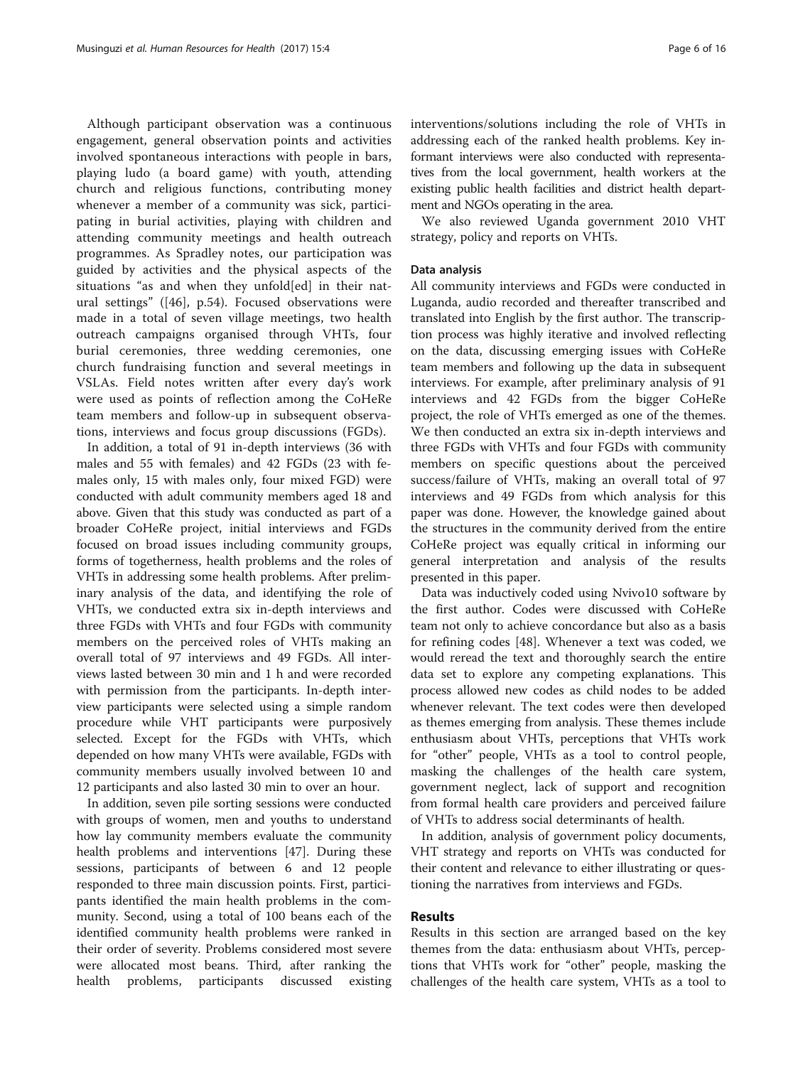Although participant observation was a continuous engagement, general observation points and activities involved spontaneous interactions with people in bars, playing ludo (a board game) with youth, attending church and religious functions, contributing money whenever a member of a community was sick, participating in burial activities, playing with children and attending community meetings and health outreach programmes. As Spradley notes, our participation was guided by activities and the physical aspects of the situations "as and when they unfold[ed] in their natural settings" ([46], p.54). Focused observations were made in a total of seven village meetings, two health outreach campaigns organised through VHTs, four burial ceremonies, three wedding ceremonies, one church fundraising function and several meetings in VSLAs. Field notes written after every day's work were used as points of reflection among the CoHeRe team members and follow-up in subsequent observations, interviews and focus group discussions (FGDs).

In addition, a total of 91 in-depth interviews (36 with males and 55 with females) and 42 FGDs (23 with females only, 15 with males only, four mixed FGD) were conducted with adult community members aged 18 and above. Given that this study was conducted as part of a broader CoHeRe project, initial interviews and FGDs focused on broad issues including community groups, forms of togetherness, health problems and the roles of VHTs in addressing some health problems. After preliminary analysis of the data, and identifying the role of VHTs, we conducted extra six in-depth interviews and three FGDs with VHTs and four FGDs with community members on the perceived roles of VHTs making an overall total of 97 interviews and 49 FGDs. All interviews lasted between 30 min and 1 h and were recorded with permission from the participants. In-depth interview participants were selected using a simple random procedure while VHT participants were purposively selected. Except for the FGDs with VHTs, which depended on how many VHTs were available, FGDs with community members usually involved between 10 and 12 participants and also lasted 30 min to over an hour.

In addition, seven pile sorting sessions were conducted with groups of women, men and youths to understand how lay community members evaluate the community health problems and interventions [47]. During these sessions, participants of between 6 and 12 people responded to three main discussion points. First, participants identified the main health problems in the community. Second, using a total of 100 beans each of the identified community health problems were ranked in their order of severity. Problems considered most severe were allocated most beans. Third, after ranking the health problems, participants discussed existing interventions/solutions including the role of VHTs in addressing each of the ranked health problems. Key informant interviews were also conducted with representatives from the local government, health workers at the existing public health facilities and district health department and NGOs operating in the area.

We also reviewed Uganda government 2010 VHT strategy, policy and reports on VHTs.

#### Data analysis

All community interviews and FGDs were conducted in Luganda, audio recorded and thereafter transcribed and translated into English by the first author. The transcription process was highly iterative and involved reflecting on the data, discussing emerging issues with CoHeRe team members and following up the data in subsequent interviews. For example, after preliminary analysis of 91 interviews and 42 FGDs from the bigger CoHeRe project, the role of VHTs emerged as one of the themes. We then conducted an extra six in-depth interviews and three FGDs with VHTs and four FGDs with community members on specific questions about the perceived success/failure of VHTs, making an overall total of 97 interviews and 49 FGDs from which analysis for this paper was done. However, the knowledge gained about the structures in the community derived from the entire CoHeRe project was equally critical in informing our general interpretation and analysis of the results presented in this paper.

Data was inductively coded using Nvivo10 software by the first author. Codes were discussed with CoHeRe team not only to achieve concordance but also as a basis for refining codes [48]. Whenever a text was coded, we would reread the text and thoroughly search the entire data set to explore any competing explanations. This process allowed new codes as child nodes to be added whenever relevant. The text codes were then developed as themes emerging from analysis. These themes include enthusiasm about VHTs, perceptions that VHTs work for "other" people, VHTs as a tool to control people, masking the challenges of the health care system, government neglect, lack of support and recognition from formal health care providers and perceived failure of VHTs to address social determinants of health.

In addition, analysis of government policy documents, VHT strategy and reports on VHTs was conducted for their content and relevance to either illustrating or questioning the narratives from interviews and FGDs.

## Results

Results in this section are arranged based on the key themes from the data: enthusiasm about VHTs, perceptions that VHTs work for "other" people, masking the challenges of the health care system, VHTs as a tool to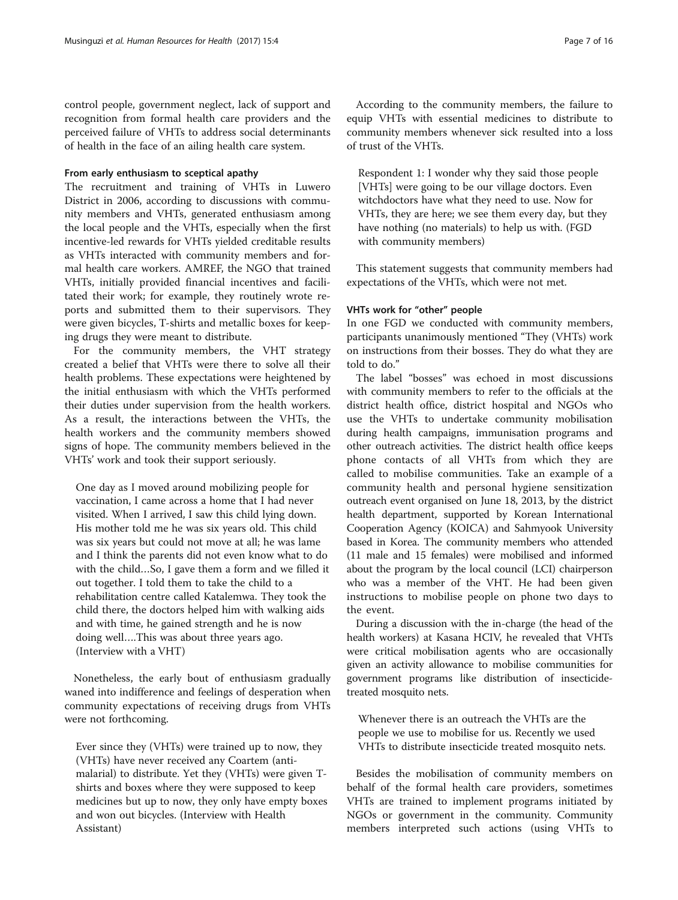control people, government neglect, lack of support and recognition from formal health care providers and the perceived failure of VHTs to address social determinants of health in the face of an ailing health care system.

#### From early enthusiasm to sceptical apathy

The recruitment and training of VHTs in Luwero District in 2006, according to discussions with community members and VHTs, generated enthusiasm among the local people and the VHTs, especially when the first incentive-led rewards for VHTs yielded creditable results as VHTs interacted with community members and formal health care workers. AMREF, the NGO that trained VHTs, initially provided financial incentives and facilitated their work; for example, they routinely wrote reports and submitted them to their supervisors. They were given bicycles, T-shirts and metallic boxes for keeping drugs they were meant to distribute.

For the community members, the VHT strategy created a belief that VHTs were there to solve all their health problems. These expectations were heightened by the initial enthusiasm with which the VHTs performed their duties under supervision from the health workers. As a result, the interactions between the VHTs, the health workers and the community members showed signs of hope. The community members believed in the VHTs' work and took their support seriously.

> One day as I moved around mobilizing people for vaccination, I came across a home that I had never visited. When I arrived, I saw this child lying down. His mother told me he was six years old. This child was six years but could not move at all; he was lame and I think the parents did not even know what to do with the child…So, I gave them a form and we filled it out together. I told them to take the child to a rehabilitation centre called Katalemwa. They took the child there, the doctors helped him with walking aids and with time, he gained strength and he is now doing well….This was about three years ago. (Interview with a VHT)

Nonetheless, the early bout of enthusiasm gradually waned into indifference and feelings of desperation when community expectations of receiving drugs from VHTs were not forthcoming.

> Ever since they (VHTs) were trained up to now, they (VHTs) have never received any Coartem (anti-malarial) to distribute. Yet they (VHTs) were given T-shirts and boxes where they were supposed to keep medicines but up to now, they only have empty boxes and won out bicycles. (Interview with Health Assistant)

According to the community members, the failure to equip VHTs with essential medicines to distribute to community members whenever sick resulted into a loss of trust of the VHTs.

> Respondent 1: I wonder why they said those people [VHTs] were going to be our village doctors. Even witchdoctors have what they need to use. Now for VHTs, they are here; we see them every day, but they have nothing (no materials) to help us with. (FGD with community members)

This statement suggests that community members had expectations of the VHTs, which were not met.

#### VHTs work for "other" people

In one FGD we conducted with community members, participants unanimously mentioned "They (VHTs) work on instructions from their bosses. They do what they are told to do."

The label "bosses" was echoed in most discussions with community members to refer to the officials at the district health office, district hospital and NGOs who use the VHTs to undertake community mobilisation during health campaigns, immunisation programs and other outreach activities. The district health office keeps phone contacts of all VHTs from which they are called to mobilise communities. Take an example of a community health and personal hygiene sensitization outreach event organised on June 18, 2013, by the district health department, supported by Korean International Cooperation Agency (KOICA) and Sahmyook University based in Korea. The community members who attended (11 male and 15 females) were mobilised and informed about the program by the local council (LCI) chairperson who was a member of the VHT. He had been given instructions to mobilise people on phone two days to the event.

During a discussion with the in-charge (the head of the health workers) at Kasana HCIV, he revealed that VHTs were critical mobilisation agents who are occasionally given an activity allowance to mobilise communities for government programs like distribution of insecticide-treated mosquito nets.

> Whenever there is an outreach the VHTs are the people we use to mobilise for us. Recently we used VHTs to distribute insecticide treated mosquito nets.

Besides the mobilisation of community members on behalf of the formal health care providers, sometimes VHTs are trained to implement programs initiated by NGOs or government in the community. Community members interpreted such actions (using VHTs to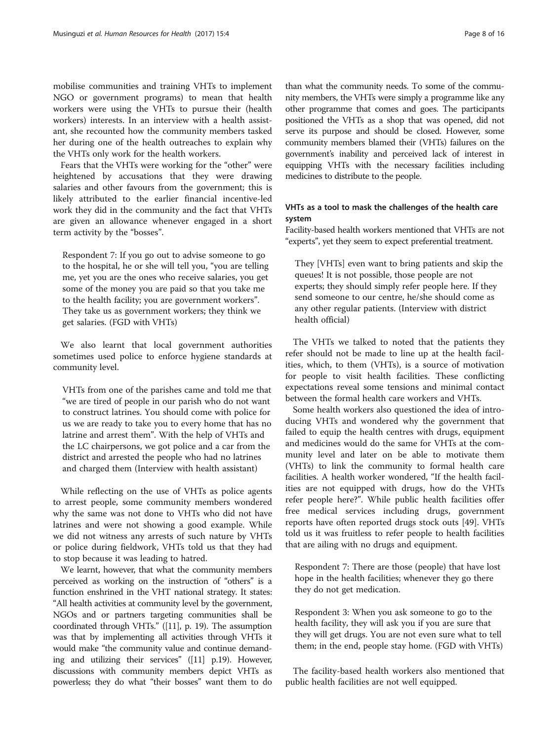mobilise communities and training VHTs to implement NGO or government programs) to mean that health workers were using the VHTs to pursue their (health workers) interests. In an interview with a health assistant, she recounted how the community members tasked her during one of the health outreaches to explain why the VHTs only work for the health workers.

Fears that the VHTs were working for the "other" were heightened by accusations that they were drawing salaries and other favours from the government; this is likely attributed to the earlier financial incentive-led work they did in the community and the fact that VHTs are given an allowance whenever engaged in a short term activity by the "bosses".

> Respondent 7: If you go out to advise someone to go to the hospital, he or she will tell you, "you are telling me, yet you are the ones who receive salaries, you get some of the money you are paid so that you take me to the health facility; you are government workers". They take us as government workers; they think we get salaries. (FGD with VHTs)

We also learnt that local government authorities sometimes used police to enforce hygiene standards at community level.

> VHTs from one of the parishes came and told me that "we are tired of people in our parish who do not want to construct latrines. You should come with police for us we are ready to take you to every home that has no latrine and arrest them". With the help of VHTs and the LC chairpersons, we got police and a car from the district and arrested the people who had no latrines and charged them (Interview with health assistant)

While reflecting on the use of VHTs as police agents to arrest people, some community members wondered why the same was not done to VHTs who did not have latrines and were not showing a good example. While we did not witness any arrests of such nature by VHTs or police during fieldwork, VHTs told us that they had to stop because it was leading to hatred.

We learnt, however, that what the community members perceived as working on the instruction of "others" is a function enshrined in the VHT national strategy. It states: "All health activities at community level by the government, NGOs and or partners targeting communities shall be coordinated through VHTs." ([11], p. 19). The assumption was that by implementing all activities through VHTs it would make "the community value and continue demanding and utilizing their services" ([11] p.19). However, discussions with community members depict VHTs as powerless; they do what "their bosses" want them to do than what the community needs. To some of the community members, the VHTs were simply a programme like any other programme that comes and goes. The participants positioned the VHTs as a shop that was opened, did not serve its purpose and should be closed. However, some community members blamed their (VHTs) failures on the government's inability and perceived lack of interest in equipping VHTs with the necessary facilities including medicines to distribute to the people.

### VHTs as a tool to mask the challenges of the health care system

Facility-based health workers mentioned that VHTs are not "experts", yet they seem to expect preferential treatment.

> They [VHTs] even want to bring patients and skip the queues! It is not possible, those people are not experts; they should simply refer people here. If they send someone to our centre, he/she should come as any other regular patients. (Interview with district health official)

The VHTs we talked to noted that the patients they refer should not be made to line up at the health facilities, which, to them (VHTs), is a source of motivation for people to visit health facilities. These conflicting expectations reveal some tensions and minimal contact between the formal health care workers and VHTs.

Some health workers also questioned the idea of introducing VHTs and wondered why the government that failed to equip the health centres with drugs, equipment and medicines would do the same for VHTs at the community level and later on be able to motivate them (VHTs) to link the community to formal health care facilities. A health worker wondered, "If the health facilities are not equipped with drugs, how do the VHTs refer people here?". While public health facilities offer free medical services including drugs, government reports have often reported drugs stock outs [49]. VHTs told us it was fruitless to refer people to health facilities that are ailing with no drugs and equipment.

> Respondent 7: There are those (people) that have lost hope in the health facilities; whenever they go there they do not get medication.
>
> Respondent 3: When you ask someone to go to the health facility, they will ask you if you are sure that they will get drugs. You are not even sure what to tell them; in the end, people stay home. (FGD with VHTs)

The facility-based health workers also mentioned that public health facilities are not well equipped.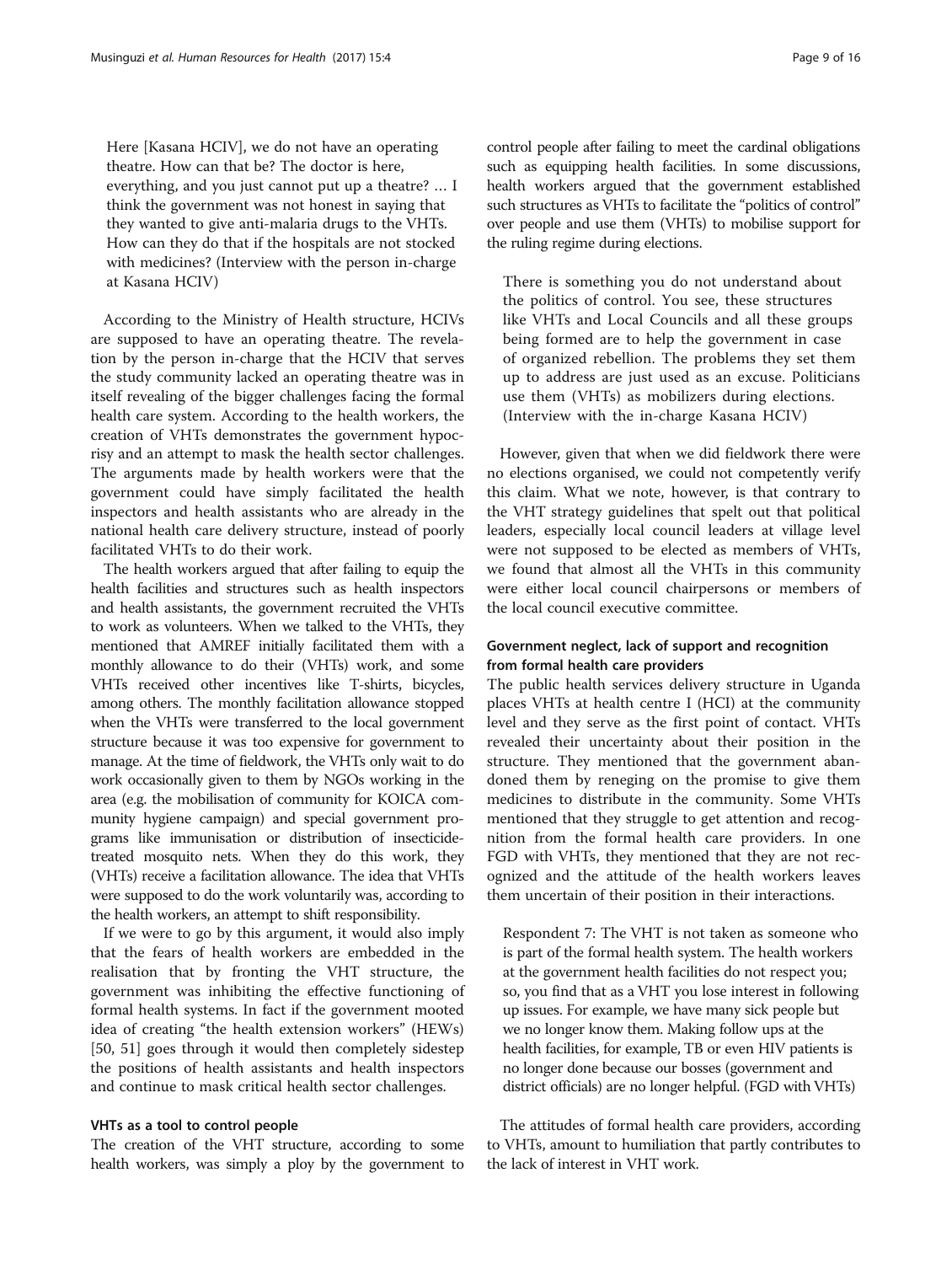> Here [Kasana HCIV], we do not have an operating theatre. How can that be? The doctor is here, everything, and you just cannot put up a theatre? … I think the government was not honest in saying that they wanted to give anti-malaria drugs to the VHTs. How can they do that if the hospitals are not stocked with medicines? (Interview with the person in-charge at Kasana HCIV)

According to the Ministry of Health structure, HCIVs are supposed to have an operating theatre. The revelation by the person in-charge that the HCIV that serves the study community lacked an operating theatre was in itself revealing of the bigger challenges facing the formal health care system. According to the health workers, the creation of VHTs demonstrates the government hypocrisy and an attempt to mask the health sector challenges. The arguments made by health workers were that the government could have simply facilitated the health inspectors and health assistants who are already in the national health care delivery structure, instead of poorly facilitated VHTs to do their work.

The health workers argued that after failing to equip the health facilities and structures such as health inspectors and health assistants, the government recruited the VHTs to work as volunteers. When we talked to the VHTs, they mentioned that AMREF initially facilitated them with a monthly allowance to do their (VHTs) work, and some VHTs received other incentives like T-shirts, bicycles, among others. The monthly facilitation allowance stopped when the VHTs were transferred to the local government structure because it was too expensive for government to manage. At the time of fieldwork, the VHTs only wait to do work occasionally given to them by NGOs working in the area (e.g. the mobilisation of community for KOICA community hygiene campaign) and special government programs like immunisation or distribution of insecticide-treated mosquito nets. When they do this work, they (VHTs) receive a facilitation allowance. The idea that VHTs were supposed to do the work voluntarily was, according to the health workers, an attempt to shift responsibility.

If we were to go by this argument, it would also imply that the fears of health workers are embedded in the realisation that by fronting the VHT structure, the government was inhibiting the effective functioning of formal health systems. In fact if the government mooted idea of creating "the health extension workers" (HEWs) [50, 51] goes through it would then completely sidestep the positions of health assistants and health inspectors and continue to mask critical health sector challenges.

### VHTs as a tool to control people

The creation of the VHT structure, according to some health workers, was simply a ploy by the government to control people after failing to meet the cardinal obligations such as equipping health facilities. In some discussions, health workers argued that the government established such structures as VHTs to facilitate the "politics of control" over people and use them (VHTs) to mobilise support for the ruling regime during elections.

> There is something you do not understand about the politics of control. You see, these structures like VHTs and Local Councils and all these groups being formed are to help the government in case of organized rebellion. The problems they set them up to address are just used as an excuse. Politicians use them (VHTs) as mobilizers during elections. (Interview with the in-charge Kasana HCIV)

However, given that when we did fieldwork there were no elections organised, we could not competently verify this claim. What we note, however, is that contrary to the VHT strategy guidelines that spelt out that political leaders, especially local council leaders at village level were not supposed to be elected as members of VHTs, we found that almost all the VHTs in this community were either local council chairpersons or members of the local council executive committee.

### Government neglect, lack of support and recognition from formal health care providers

The public health services delivery structure in Uganda places VHTs at health centre I (HCI) at the community level and they serve as the first point of contact. VHTs revealed their uncertainty about their position in the structure. They mentioned that the government abandoned them by reneging on the promise to give them medicines to distribute in the community. Some VHTs mentioned that they struggle to get attention and recognition from the formal health care providers. In one FGD with VHTs, they mentioned that they are not recognized and the attitude of the health workers leaves them uncertain of their position in their interactions.

> Respondent 7: The VHT is not taken as someone who is part of the formal health system. The health workers at the government health facilities do not respect you; so, you find that as a VHT you lose interest in following up issues. For example, we have many sick people but we no longer know them. Making follow ups at the health facilities, for example, TB or even HIV patients is no longer done because our bosses (government and district officials) are no longer helpful. (FGD with VHTs)

The attitudes of formal health care providers, according to VHTs, amount to humiliation that partly contributes to the lack of interest in VHT work.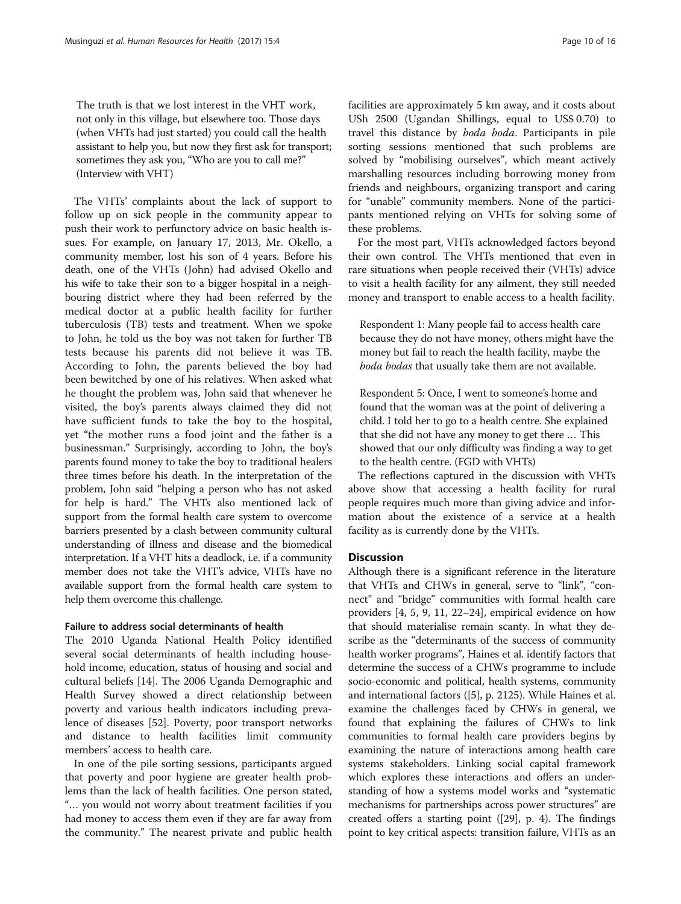> The truth is that we lost interest in the VHT work, not only in this village, but elsewhere too. Those days (when VHTs had just started) you could call the health assistant to help you, but now they first ask for transport; sometimes they ask you, "Who are you to call me?" (Interview with VHT)

The VHTs' complaints about the lack of support to follow up on sick people in the community appear to push their work to perfunctory advice on basic health issues. For example, on January 17, 2013, Mr. Okello, a community member, lost his son of 4 years. Before his death, one of the VHTs (John) had advised Okello and his wife to take their son to a bigger hospital in a neighbouring district where they had been referred by the medical doctor at a public health facility for further tuberculosis (TB) tests and treatment. When we spoke to John, he told us the boy was not taken for further TB tests because his parents did not believe it was TB. According to John, the parents believed the boy had been bewitched by one of his relatives. When asked what he thought the problem was, John said that whenever he visited, the boy's parents always claimed they did not have sufficient funds to take the boy to the hospital, yet "the mother runs a food joint and the father is a businessman." Surprisingly, according to John, the boy's parents found money to take the boy to traditional healers three times before his death. In the interpretation of the problem, John said "helping a person who has not asked for help is hard." The VHTs also mentioned lack of support from the formal health care system to overcome barriers presented by a clash between community cultural understanding of illness and disease and the biomedical interpretation. If a VHT hits a deadlock, i.e. if a community member does not take the VHT's advice, VHTs have no available support from the formal health care system to help them overcome this challenge.

#### Failure to address social determinants of health

The 2010 Uganda National Health Policy identified several social determinants of health including household income, education, status of housing and social and cultural beliefs [14]. The 2006 Uganda Demographic and Health Survey showed a direct relationship between poverty and various health indicators including prevalence of diseases [52]. Poverty, poor transport networks and distance to health facilities limit community members' access to health care.

In one of the pile sorting sessions, participants argued that poverty and poor hygiene are greater health problems than the lack of health facilities. One person stated, "… you would not worry about treatment facilities if you had money to access them even if they are far away from the community." The nearest private and public health facilities are approximately 5 km away, and it costs about USh 2500 (Ugandan Shillings, equal to US$ 0.70) to travel this distance by *boda boda*. Participants in pile sorting sessions mentioned that such problems are solved by "mobilising ourselves", which meant actively marshalling resources including borrowing money from friends and neighbours, organizing transport and caring for "unable" community members. None of the participants mentioned relying on VHTs for solving some of these problems.

For the most part, VHTs acknowledged factors beyond their own control. The VHTs mentioned that even in rare situations when people received their (VHTs) advice to visit a health facility for any ailment, they still needed money and transport to enable access to a health facility.

> Respondent 1: Many people fail to access health care because they do not have money, others might have the money but fail to reach the health facility, maybe the *boda bodas* that usually take them are not available.
>
> Respondent 5: Once, I went to someone's home and found that the woman was at the point of delivering a child. I told her to go to a health centre. She explained that she did not have any money to get there … This showed that our only difficulty was finding a way to get to the health centre. (FGD with VHTs)

The reflections captured in the discussion with VHTs above show that accessing a health facility for rural people requires much more than giving advice and information about the existence of a service at a health facility as is currently done by the VHTs.

## Discussion

Although there is a significant reference in the literature that VHTs and CHWs in general, serve to "link", "connect" and "bridge" communities with formal health care providers [4, 5, 9, 11, 22–24], empirical evidence on how that should materialise remain scanty. In what they describe as the "determinants of the success of community health worker programs", Haines et al. identify factors that determine the success of a CHWs programme to include socio-economic and political, health systems, community and international factors ([5], p. 2125). While Haines et al. examine the challenges faced by CHWs in general, we found that explaining the failures of CHWs to link communities to formal health care providers begins by examining the nature of interactions among health care systems stakeholders. Linking social capital framework which explores these interactions and offers an understanding of how a systems model works and "systematic mechanisms for partnerships across power structures" are created offers a starting point ([29], p. 4). The findings point to key critical aspects: transition failure, VHTs as an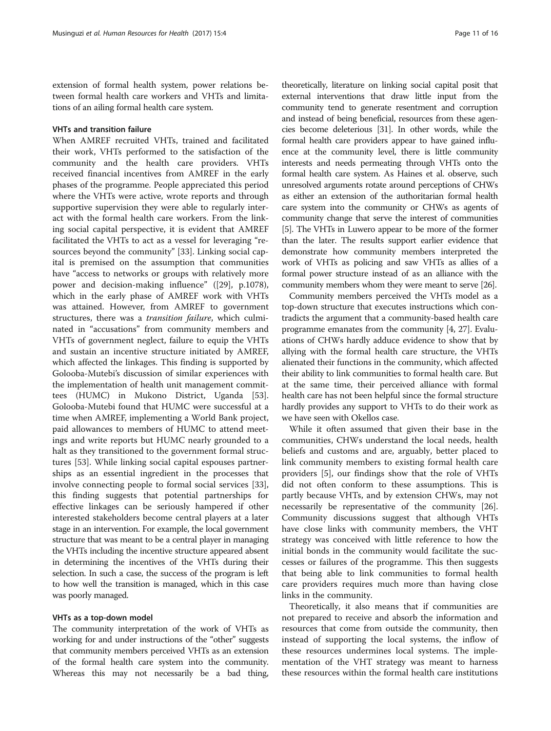extension of formal health system, power relations between formal health care workers and VHTs and limitations of an ailing formal health care system.

### VHTs and transition failure

When AMREF recruited VHTs, trained and facilitated their work, VHTs performed to the satisfaction of the community and the health care providers. VHTs received financial incentives from AMREF in the early phases of the programme. People appreciated this period where the VHTs were active, wrote reports and through supportive supervision they were able to regularly interact with the formal health care workers. From the linking social capital perspective, it is evident that AMREF facilitated the VHTs to act as a vessel for leveraging "resources beyond the community" [33]. Linking social capital is premised on the assumption that communities have "access to networks or groups with relatively more power and decision-making influence" ([29], p.1078), which in the early phase of AMREF work with VHTs was attained. However, from AMREF to government structures, there was a *transition failure*, which culminated in "accusations" from community members and VHTs of government neglect, failure to equip the VHTs and sustain an incentive structure initiated by AMREF, which affected the linkages. This finding is supported by Golooba-Mutebi's discussion of similar experiences with the implementation of health unit management committees (HUMC) in Mukono District, Uganda [53]. Golooba-Mutebi found that HUMC were successful at a time when AMREF, implementing a World Bank project, paid allowances to members of HUMC to attend meetings and write reports but HUMC nearly grounded to a halt as they transitioned to the government formal structures [53]. While linking social capital espouses partnerships as an essential ingredient in the processes that involve connecting people to formal social services [33], this finding suggests that potential partnerships for effective linkages can be seriously hampered if other interested stakeholders become central players at a later stage in an intervention. For example, the local government structure that was meant to be a central player in managing the VHTs including the incentive structure appeared absent in determining the incentives of the VHTs during their selection. In such a case, the success of the program is left to how well the transition is managed, which in this case was poorly managed.

### VHTs as a top-down model

The community interpretation of the work of VHTs as working for and under instructions of the "other" suggests that community members perceived VHTs as an extension of the formal health care system into the community. Whereas this may not necessarily be a bad thing, theoretically, literature on linking social capital posit that external interventions that draw little input from the community tend to generate resentment and corruption and instead of being beneficial, resources from these agencies become deleterious [31]. In other words, while the formal health care providers appear to have gained influence at the community level, there is little community interests and needs permeating through VHTs onto the formal health care system. As Haines et al. observe, such unresolved arguments rotate around perceptions of CHWs as either an extension of the authoritarian formal health care system into the community or CHWs as agents of community change that serve the interest of communities [5]. The VHTs in Luwero appear to be more of the former than the later. The results support earlier evidence that demonstrate how community members interpreted the work of VHTs as policing and saw VHTs as allies of a formal power structure instead of as an alliance with the community members whom they were meant to serve [26].

Community members perceived the VHTs model as a top-down structure that executes instructions which contradicts the argument that a community-based health care programme emanates from the community [4, 27]. Evaluations of CHWs hardly adduce evidence to show that by allying with the formal health care structure, the VHTs alienated their functions in the community, which affected their ability to link communities to formal health care. But at the same time, their perceived alliance with formal health care has not been helpful since the formal structure hardly provides any support to VHTs to do their work as we have seen with Okellos case.

While it often assumed that given their base in the communities, CHWs understand the local needs, health beliefs and customs and are, arguably, better placed to link community members to existing formal health care providers [5], our findings show that the role of VHTs did not often conform to these assumptions. This is partly because VHTs, and by extension CHWs, may not necessarily be representative of the community [26]. Community discussions suggest that although VHTs have close links with community members, the VHT strategy was conceived with little reference to how the initial bonds in the community would facilitate the successes or failures of the programme. This then suggests that being able to link communities to formal health care providers requires much more than having close links in the community.

Theoretically, it also means that if communities are not prepared to receive and absorb the information and resources that come from outside the community, then instead of supporting the local systems, the inflow of these resources undermines local systems. The implementation of the VHT strategy was meant to harness these resources within the formal health care institutions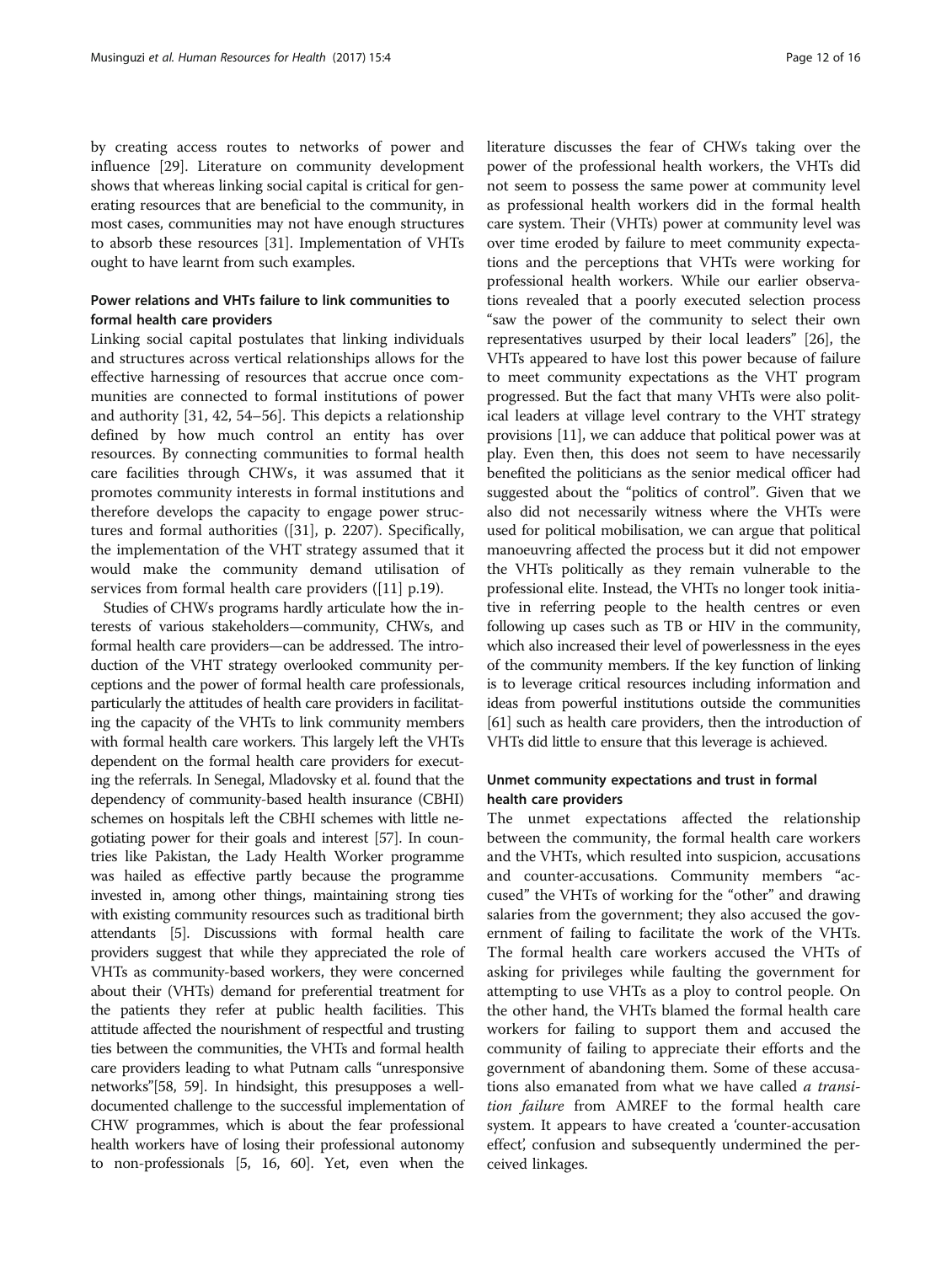by creating access routes to networks of power and influence [29]. Literature on community development shows that whereas linking social capital is critical for generating resources that are beneficial to the community, in most cases, communities may not have enough structures to absorb these resources [31]. Implementation of VHTs ought to have learnt from such examples.

### Power relations and VHTs failure to link communities to formal health care providers

Linking social capital postulates that linking individuals and structures across vertical relationships allows for the effective harnessing of resources that accrue once communities are connected to formal institutions of power and authority [31, 42, 54–56]. This depicts a relationship defined by how much control an entity has over resources. By connecting communities to formal health care facilities through CHWs, it was assumed that it promotes community interests in formal institutions and therefore develops the capacity to engage power structures and formal authorities ([31], p. 2207). Specifically, the implementation of the VHT strategy assumed that it would make the community demand utilisation of services from formal health care providers ([11] p.19).

Studies of CHWs programs hardly articulate how the interests of various stakeholders—community, CHWs, and formal health care providers—can be addressed. The introduction of the VHT strategy overlooked community perceptions and the power of formal health care professionals, particularly the attitudes of health care providers in facilitating the capacity of the VHTs to link community members with formal health care workers. This largely left the VHTs dependent on the formal health care providers for executing the referrals. In Senegal, Mladovsky et al. found that the dependency of community-based health insurance (CBHI) schemes on hospitals left the CBHI schemes with little negotiating power for their goals and interest [57]. In countries like Pakistan, the Lady Health Worker programme was hailed as effective partly because the programme invested in, among other things, maintaining strong ties with existing community resources such as traditional birth attendants [5]. Discussions with formal health care providers suggest that while they appreciated the role of VHTs as community-based workers, they were concerned about their (VHTs) demand for preferential treatment for the patients they refer at public health facilities. This attitude affected the nourishment of respectful and trusting ties between the communities, the VHTs and formal health care providers leading to what Putnam calls "unresponsive networks"[58, 59]. In hindsight, this presupposes a well-documented challenge to the successful implementation of CHW programmes, which is about the fear professional health workers have of losing their professional autonomy to non-professionals [5, 16, 60]. Yet, even when the literature discusses the fear of CHWs taking over the power of the professional health workers, the VHTs did not seem to possess the same power at community level as professional health workers did in the formal health care system. Their (VHTs) power at community level was over time eroded by failure to meet community expectations and the perceptions that VHTs were working for professional health workers. While our earlier observations revealed that a poorly executed selection process "saw the power of the community to select their own representatives usurped by their local leaders" [26], the VHTs appeared to have lost this power because of failure to meet community expectations as the VHT program progressed. But the fact that many VHTs were also political leaders at village level contrary to the VHT strategy provisions [11], we can adduce that political power was at play. Even then, this does not seem to have necessarily benefited the politicians as the senior medical officer had suggested about the "politics of control". Given that we also did not necessarily witness where the VHTs were used for political mobilisation, we can argue that political manoeuvring affected the process but it did not empower the VHTs politically as they remain vulnerable to the professional elite. Instead, the VHTs no longer took initiative in referring people to the health centres or even following up cases such as TB or HIV in the community, which also increased their level of powerlessness in the eyes of the community members. If the key function of linking is to leverage critical resources including information and ideas from powerful institutions outside the communities [61] such as health care providers, then the introduction of VHTs did little to ensure that this leverage is achieved.

### Unmet community expectations and trust in formal health care providers

The unmet expectations affected the relationship between the community, the formal health care workers and the VHTs, which resulted into suspicion, accusations and counter-accusations. Community members "accused" the VHTs of working for the "other" and drawing salaries from the government; they also accused the government of failing to facilitate the work of the VHTs. The formal health care workers accused the VHTs of asking for privileges while faulting the government for attempting to use VHTs as a ploy to control people. On the other hand, the VHTs blamed the formal health care workers for failing to support them and accused the community of failing to appreciate their efforts and the government of abandoning them. Some of these accusations also emanated from what we have called *a transition failure* from AMREF to the formal health care system. It appears to have created a 'counter-accusation effect', confusion and subsequently undermined the perceived linkages.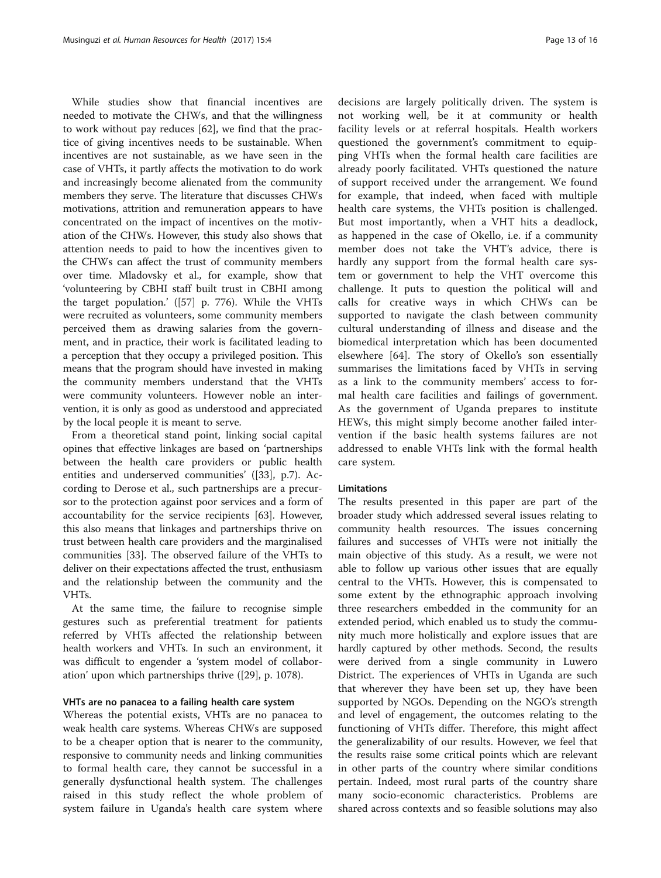While studies show that financial incentives are needed to motivate the CHWs, and that the willingness to work without pay reduces [62], we find that the practice of giving incentives needs to be sustainable. When incentives are not sustainable, as we have seen in the case of VHTs, it partly affects the motivation to do work and increasingly become alienated from the community members they serve. The literature that discusses CHWs motivations, attrition and remuneration appears to have concentrated on the impact of incentives on the motivation of the CHWs. However, this study also shows that attention needs to paid to how the incentives given to the CHWs can affect the trust of community members over time. Mladovsky et al., for example, show that 'volunteering by CBHI staff built trust in CBHI among the target population.' ([57] p. 776). While the VHTs were recruited as volunteers, some community members perceived them as drawing salaries from the government, and in practice, their work is facilitated leading to a perception that they occupy a privileged position. This means that the program should have invested in making the community members understand that the VHTs were community volunteers. However noble an intervention, it is only as good as understood and appreciated by the local people it is meant to serve.

From a theoretical stand point, linking social capital opines that effective linkages are based on 'partnerships between the health care providers or public health entities and underserved communities' ([33], p.7). According to Derose et al., such partnerships are a precursor to the protection against poor services and a form of accountability for the service recipients [63]. However, this also means that linkages and partnerships thrive on trust between health care providers and the marginalised communities [33]. The observed failure of the VHTs to deliver on their expectations affected the trust, enthusiasm and the relationship between the community and the VHTs.

At the same time, the failure to recognise simple gestures such as preferential treatment for patients referred by VHTs affected the relationship between health workers and VHTs. In such an environment, it was difficult to engender a 'system model of collaboration' upon which partnerships thrive ([29], p. 1078).

### VHTs are no panacea to a failing health care system

Whereas the potential exists, VHTs are no panacea to weak health care systems. Whereas CHWs are supposed to be a cheaper option that is nearer to the community, responsive to community needs and linking communities to formal health care, they cannot be successful in a generally dysfunctional health system. The challenges raised in this study reflect the whole problem of system failure in Uganda's health care system where decisions are largely politically driven. The system is not working well, be it at community or health facility levels or at referral hospitals. Health workers questioned the government's commitment to equipping VHTs when the formal health care facilities are already poorly facilitated. VHTs questioned the nature of support received under the arrangement. We found for example, that indeed, when faced with multiple health care systems, the VHTs position is challenged. But most importantly, when a VHT hits a deadlock, as happened in the case of Okello, i.e. if a community member does not take the VHT's advice, there is hardly any support from the formal health care system or government to help the VHT overcome this challenge. It puts to question the political will and calls for creative ways in which CHWs can be supported to navigate the clash between community cultural understanding of illness and disease and the biomedical interpretation which has been documented elsewhere [64]. The story of Okello's son essentially summarises the limitations faced by VHTs in serving as a link to the community members' access to formal health care facilities and failings of government. As the government of Uganda prepares to institute HEWs, this might simply become another failed intervention if the basic health systems failures are not addressed to enable VHTs link with the formal health care system.

### Limitations

The results presented in this paper are part of the broader study which addressed several issues relating to community health resources. The issues concerning failures and successes of VHTs were not initially the main objective of this study. As a result, we were not able to follow up various other issues that are equally central to the VHTs. However, this is compensated to some extent by the ethnographic approach involving three researchers embedded in the community for an extended period, which enabled us to study the community much more holistically and explore issues that are hardly captured by other methods. Second, the results were derived from a single community in Luwero District. The experiences of VHTs in Uganda are such that wherever they have been set up, they have been supported by NGOs. Depending on the NGO's strength and level of engagement, the outcomes relating to the functioning of VHTs differ. Therefore, this might affect the generalizability of our results. However, we feel that the results raise some critical points which are relevant in other parts of the country where similar conditions pertain. Indeed, most rural parts of the country share many socio-economic characteristics. Problems are shared across contexts and so feasible solutions may also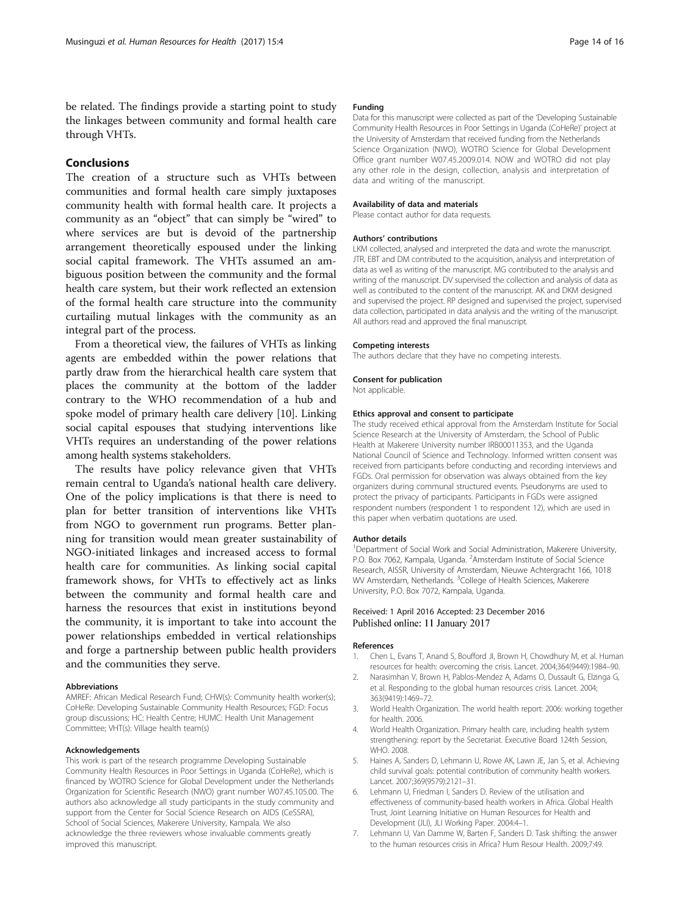be related. The findings provide a starting point to study the linkages between community and formal health care through VHTs.

## Conclusions

The creation of a structure such as VHTs between communities and formal health care simply juxtaposes community health with formal health care. It projects a community as an "object" that can simply be "wired" to where services are but is devoid of the partnership arrangement theoretically espoused under the linking social capital framework. The VHTs assumed an ambiguous position between the community and the formal health care system, but their work reflected an extension of the formal health care structure into the community curtailing mutual linkages with the community as an integral part of the process.

From a theoretical view, the failures of VHTs as linking agents are embedded within the power relations that partly draw from the hierarchical health care system that places the community at the bottom of the ladder contrary to the WHO recommendation of a hub and spoke model of primary health care delivery [10]. Linking social capital espouses that studying interventions like VHTs requires an understanding of the power relations among health systems stakeholders.

The results have policy relevance given that VHTs remain central to Uganda's national health care delivery. One of the policy implications is that there is need to plan for better transition of interventions like VHTs from NGO to government run programs. Better planning for transition would mean greater sustainability of NGO-initiated linkages and increased access to formal health care for communities. As linking social capital framework shows, for VHTs to effectively act as links between the community and formal health care and harness the resources that exist in institutions beyond the community, it is important to take into account the power relationships embedded in vertical relationships and forge a partnership between public health providers and the communities they serve.

#### Abbreviations

AMREF: African Medical Research Fund; CHW(s): Community health worker(s); CoHeRe: Developing Sustainable Community Health Resources; FGD: Focus group discussions; HC: Health Centre; HUMC: Health Unit Management Committee; VHT(s): Village health team(s)

#### Acknowledgements

This work is part of the research programme Developing Sustainable Community Health Resources in Poor Settings in Uganda (CoHeRe), which is financed by WOTRO Science for Global Development under the Netherlands Organization for Scientific Research (NWO) grant number W07.45.105.00. The authors also acknowledge all study participants in the study community and support from the Center for Social Science Research on AIDS (CeSSRA), School of Social Sciences, Makerere University, Kampala. We also acknowledge the three reviewers whose invaluable comments greatly improved this manuscript.

#### Funding

Data for this manuscript were collected as part of the 'Developing Sustainable Community Health Resources in Poor Settings in Uganda (CoHeRe)' project at the University of Amsterdam that received funding from the Netherlands Science Organization (NWO), WOTRO Science for Global Development Office grant number W07.45.2009.014. NOW and WOTRO did not play any other role in the design, collection, analysis and interpretation of data and writing of the manuscript.

#### Availability of data and materials

Please contact author for data requests.

#### Authors' contributions

LKM collected, analysed and interpreted the data and wrote the manuscript. JTR, EBT and DM contributed to the acquisition, analysis and interpretation of data as well as writing of the manuscript. MG contributed to the analysis and writing of the manuscript. DV supervised the collection and analysis of data as well as contributed to the content of the manuscript. AK and DKM designed and supervised the project. RP designed and supervised the project, supervised data collection, participated in data analysis and the writing of the manuscript. All authors read and approved the final manuscript.

#### Competing interests

The authors declare that they have no competing interests.

#### Consent for publication

Not applicable.

#### Ethics approval and consent to participate

The study received ethical approval from the Amsterdam Institute for Social Science Research at the University of Amsterdam, the School of Public Health at Makerere University number IRB00011353, and the Uganda National Council of Science and Technology. Informed written consent was received from participants before conducting and recording interviews and FGDs. Oral permission for observation was always obtained from the key organizers during communal structured events. Pseudonyms are used to protect the privacy of participants. Participants in FGDs were assigned respondent numbers (respondent 1 to respondent 12), which are used in this paper when verbatim quotations are used.

#### Author details

[1]Department of Social Work and Social Administration, Makerere University, P.O. Box 7062, Kampala, Uganda. [2]Amsterdam Institute of Social Science Research, AISSR, University of Amsterdam, Nieuwe Achtergracht 166, 1018 WV Amsterdam, Netherlands. [3]College of Health Sciences, Makerere University, P.O. Box 7072, Kampala, Uganda.

Received: 1 April 2016 Accepted: 23 December 2016
Published online: 11 January 2017

#### References

1. Chen L, Evans T, Anand S, Boufford JI, Brown H, Chowdhury M, et al. Human resources for health: overcoming the crisis. Lancet. 2004;364(9449):1984–90.
2. Narasimhan V, Brown H, Pablos-Mendez A, Adams O, Dussault G, Elzinga G, et al. Responding to the global human resources crisis. Lancet. 2004; 363(9419):1469–72.
3. World Health Organization. The world health report: 2006: working together for health. 2006.
4. World Health Organization. Primary health care, including health system strengthening: report by the Secretariat. Executive Board 124th Session, WHO. 2008.
5. Haines A, Sanders D, Lehmann U, Rowe AK, Lawn JE, Jan S, et al. Achieving child survival goals: potential contribution of community health workers. Lancet. 2007;369(9579):2121–31.
6. Lehmann U, Friedman I, Sanders D. Review of the utilisation and effectiveness of community-based health workers in Africa. Global Health Trust, Joint Learning Initiative on Human Resources for Health and Development (JLI), JLI Working Paper. 2004:4–1.
7. Lehmann U, Van Damme W, Barten F, Sanders D. Task shifting: the answer to the human resources crisis in Africa? Hum Resour Health. 2009;7:49.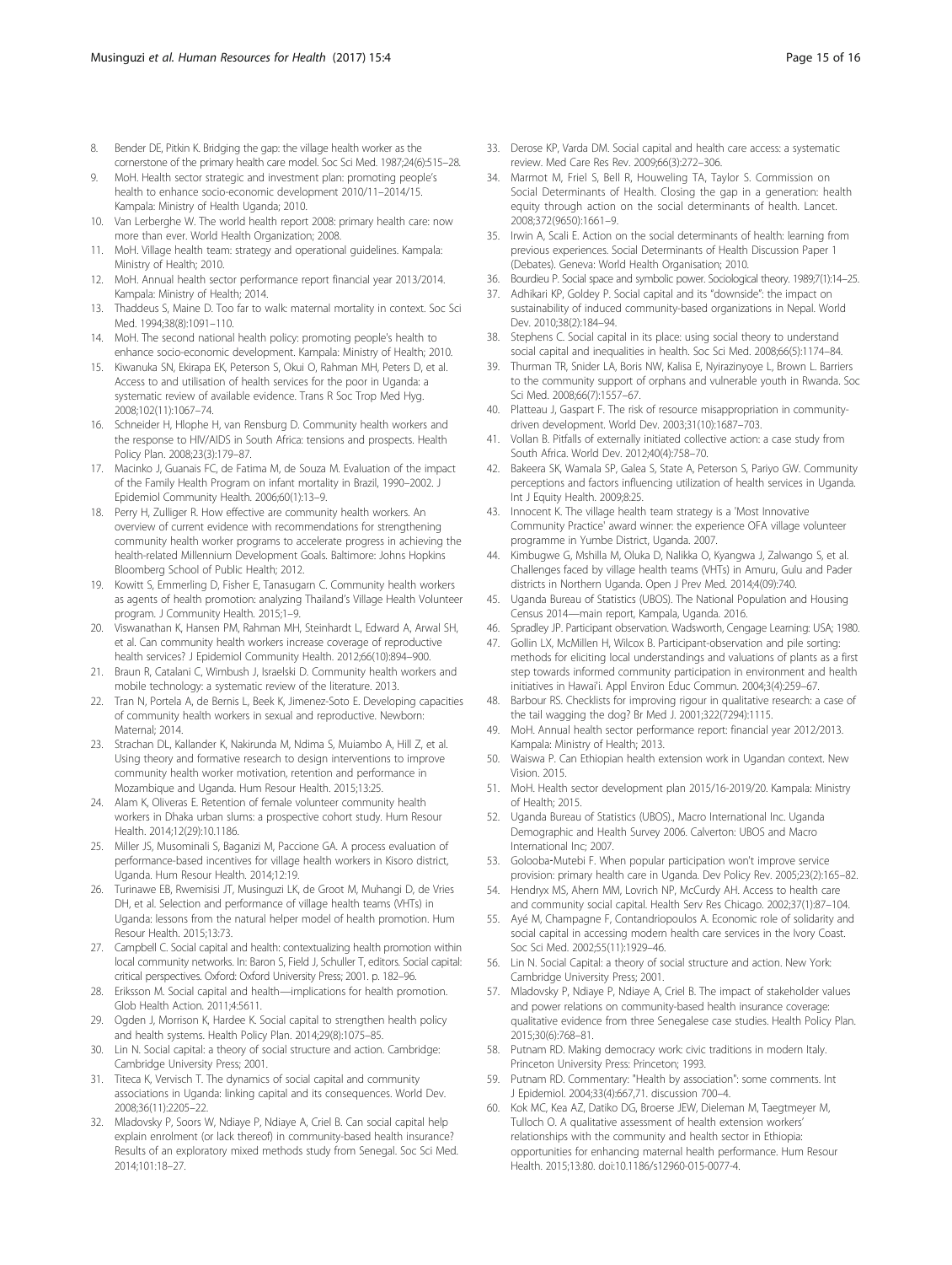8. Bender DE, Pitkin K. Bridging the gap: the village health worker as the cornerstone of the primary health care model. Soc Sci Med. 1987;24(6):515–28.
9. MoH. Health sector strategic and investment plan: promoting people's health to enhance socio-economic development 2010/11–2014/15. Kampala: Ministry of Health Uganda; 2010.
10. Van Lerberghe W. The world health report 2008: primary health care: now more than ever. World Health Organization; 2008.
11. MoH. Village health team: strategy and operational guidelines. Kampala: Ministry of Health; 2010.
12. MoH. Annual health sector performance report financial year 2013/2014. Kampala: Ministry of Health; 2014.
13. Thaddeus S, Maine D. Too far to walk: maternal mortality in context. Soc Sci Med. 1994;38(8):1091–110.
14. MoH. The second national health policy: promoting people's health to enhance socio-economic development. Kampala: Ministry of Health; 2010.
15. Kiwanuka SN, Ekirapa EK, Peterson S, Okui O, Rahman MH, Peters D, et al. Access to and utilisation of health services for the poor in Uganda: a systematic review of available evidence. Trans R Soc Trop Med Hyg. 2008;102(11):1067–74.
16. Schneider H, Hlophe H, van Rensburg D. Community health workers and the response to HIV/AIDS in South Africa: tensions and prospects. Health Policy Plan. 2008;23(3):179–87.
17. Macinko J, Guanais FC, de Fatima M, de Souza M. Evaluation of the impact of the Family Health Program on infant mortality in Brazil, 1990–2002. J Epidemiol Community Health. 2006;60(1):13–9.
18. Perry H, Zulliger R. How effective are community health workers. An overview of current evidence with recommendations for strengthening community health worker programs to accelerate progress in achieving the health-related Millennium Development Goals. Baltimore: Johns Hopkins Bloomberg School of Public Health; 2012.
19. Kowitt S, Emmerling D, Fisher E, Tanasugarn C. Community health workers as agents of health promotion: analyzing Thailand's Village Health Volunteer program. J Community Health. 2015;1–9.
20. Viswanathan K, Hansen PM, Rahman MH, Steinhardt L, Edward A, Arwal SH, et al. Can community health workers increase coverage of reproductive health services? J Epidemiol Community Health. 2012;66(10):894–900.
21. Braun R, Catalani C, Wimbush J, Israelski D. Community health workers and mobile technology: a systematic review of the literature. 2013.
22. Tran N, Portela A, de Bernis L, Beek K, Jimenez-Soto E. Developing capacities of community health workers in sexual and reproductive. Newborn: Maternal; 2014.
23. Strachan DL, Kallander K, Nakirunda M, Ndima S, Muiambo A, Hill Z, et al. Using theory and formative research to design interventions to improve community health worker motivation, retention and performance in Mozambique and Uganda. Hum Resour Health. 2015;13:25.
24. Alam K, Oliveras E. Retention of female volunteer community health workers in Dhaka urban slums: a prospective cohort study. Hum Resour Health. 2014;12(29):10.1186.
25. Miller JS, Musominali S, Baganizi M, Paccione GA. A process evaluation of performance-based incentives for village health workers in Kisoro district, Uganda. Hum Resour Health. 2014;12:19.
26. Turinawe EB, Rwemisisi JT, Musinguzi LK, de Groot M, Muhangi D, de Vries DH, et al. Selection and performance of village health teams (VHTs) in Uganda: lessons from the natural helper model of health promotion. Hum Resour Health. 2015;13:73.
27. Campbell C. Social capital and health: contextualizing health promotion within local community networks. In: Baron S, Field J, Schuller T, editors. Social capital: critical perspectives. Oxford: Oxford University Press; 2001. p. 182–96.
28. Eriksson M. Social capital and health—implications for health promotion. Glob Health Action. 2011;4:5611.
29. Ogden J, Morrison K, Hardee K. Social capital to strengthen health policy and health systems. Health Policy Plan. 2014;29(8):1075–85.
30. Lin N. Social capital: a theory of social structure and action. Cambridge: Cambridge University Press; 2001.
31. Titeca K, Vervisch T. The dynamics of social capital and community associations in Uganda: linking capital and its consequences. World Dev. 2008;36(11):2205–22.
32. Mladovsky P, Soors W, Ndiaye P, Ndiaye A, Criel B. Can social capital help explain enrolment (or lack thereof) in community-based health insurance? Results of an exploratory mixed methods study from Senegal. Soc Sci Med. 2014;101:18–27.
33. Derose KP, Varda DM. Social capital and health care access: a systematic review. Med Care Res Rev. 2009;66(3):272–306.
34. Marmot M, Friel S, Bell R, Houweling TA, Taylor S. Commission on Social Determinants of Health. Closing the gap in a generation: health equity through action on the social determinants of health. Lancet. 2008;372(9650):1661–9.
35. Irwin A, Scali E. Action on the social determinants of health: learning from previous experiences. Social Determinants of Health Discussion Paper 1 (Debates). Geneva: World Health Organisation; 2010.
36. Bourdieu P. Social space and symbolic power. Sociological theory. 1989;7(1):14–25.
37. Adhikari KP, Goldey P. Social capital and its "downside": the impact on sustainability of induced community-based organizations in Nepal. World Dev. 2010;38(2):184–94.
38. Stephens C. Social capital in its place: using social theory to understand social capital and inequalities in health. Soc Sci Med. 2008;66(5):1174–84.
39. Thurman TR, Snider LA, Boris NW, Kalisa E, Nyirazinyoye L, Brown L. Barriers to the community support of orphans and vulnerable youth in Rwanda. Soc Sci Med. 2008;66(7):1557–67.
40. Platteau J, Gaspart F. The risk of resource misappropriation in community-driven development. World Dev. 2003;31(10):1687–703.
41. Vollan B. Pitfalls of externally initiated collective action: a case study from South Africa. World Dev. 2012;40(4):758–70.
42. Bakeera SK, Wamala SP, Galea S, State A, Peterson S, Pariyo GW. Community perceptions and factors influencing utilization of health services in Uganda. Int J Equity Health. 2009;8:25.
43. Innocent K. The village health team strategy is a 'Most Innovative Community Practice' award winner: the experience OFA village volunteer programme in Yumbe District, Uganda. 2007.
44. Kimbugwe G, Mshilla M, Oluka D, Nalikka O, Kyangwa J, Zalwango S, et al. Challenges faced by village health teams (VHTs) in Amuru, Gulu and Pader districts in Northern Uganda. Open J Prev Med. 2014;4(09):740.
45. Uganda Bureau of Statistics (UBOS). The National Population and Housing Census 2014—main report, Kampala, Uganda. 2016.
46. Spradley JP. Participant observation. Wadsworth, Cengage Learning: USA; 1980.
47. Gollin LX, McMillen H, Wilcox B. Participant-observation and pile sorting: methods for eliciting local understandings and valuations of plants as a first step towards informed community participation in environment and health initiatives in Hawai'i. Appl Environ Educ Commun. 2004;3(4):259–67.
48. Barbour RS. Checklists for improving rigour in qualitative research: a case of the tail wagging the dog? Br Med J. 2001;322(7294):1115.
49. MoH. Annual health sector performance report: financial year 2012/2013. Kampala: Ministry of Health; 2013.
50. Waiswa P. Can Ethiopian health extension work in Ugandan context. New Vision. 2015.
51. MoH. Health sector development plan 2015/16-2019/20. Kampala: Ministry of Health; 2015.
52. Uganda Bureau of Statistics (UBOS)., Macro International Inc. Uganda Demographic and Health Survey 2006. Calverton: UBOS and Macro International Inc; 2007.
53. Golooba-Mutebi F. When popular participation won't improve service provision: primary health care in Uganda. Dev Policy Rev. 2005;23(2):165–82.
54. Hendryx MS, Ahern MM, Lovrich NP, McCurdy AH. Access to health care and community social capital. Health Serv Res Chicago. 2002;37(1):87–104.
55. Ayé M, Champagne F, Contandriopoulos A. Economic role of solidarity and social capital in accessing modern health care services in the Ivory Coast. Soc Sci Med. 2002;55(11):1929–46.
56. Lin N. Social Capital: a theory of social structure and action. New York: Cambridge University Press; 2001.
57. Mladovsky P, Ndiaye P, Ndiaye A, Criel B. The impact of stakeholder values and power relations on community-based health insurance coverage: qualitative evidence from three Senegalese case studies. Health Policy Plan. 2015;30(6):768–81.
58. Putnam RD. Making democracy work: civic traditions in modern Italy. Princeton University Press: Princeton; 1993.
59. Putnam RD. Commentary: "Health by association": some comments. Int J Epidemiol. 2004;33(4):667,71. discussion 700–4.
60. Kok MC, Kea AZ, Datiko DG, Broerse JEW, Dieleman M, Taegtmeyer M, Tulloch O. A qualitative assessment of health extension workers' relationships with the community and health sector in Ethiopia: opportunities for enhancing maternal health performance. Hum Resour Health. 2015;13:80. doi:10.1186/s12960-015-0077-4.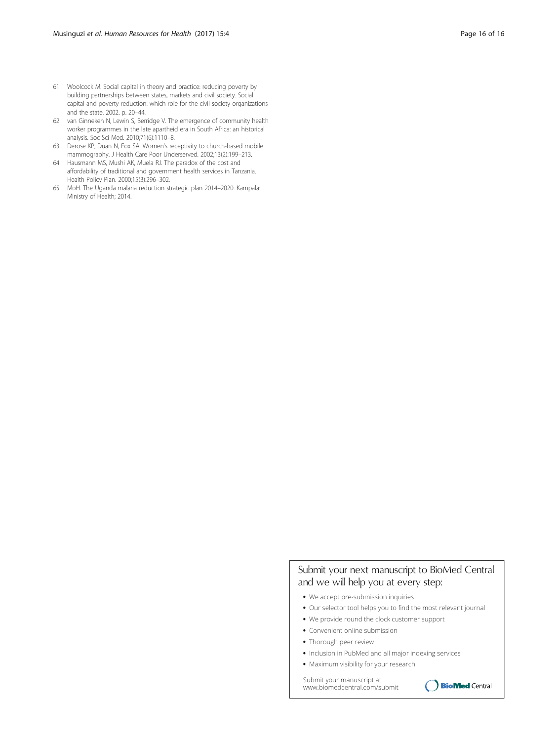61. Woolcock M. Social capital in theory and practice: reducing poverty by building partnerships between states, markets and civil society. Social capital and poverty reduction: which role for the civil society organizations and the state. 2002. p. 20–44.
62. van Ginneken N, Lewin S, Berridge V. The emergence of community health worker programmes in the late apartheid era in South Africa: an historical analysis. Soc Sci Med. 2010;71(6):1110–8.
63. Derose KP, Duan N, Fox SA. Women's receptivity to church-based mobile mammography. J Health Care Poor Underserved. 2002;13(2):199–213.
64. Hausmann MS, Mushi AK, Muela RJ. The paradox of the cost and affordability of traditional and government health services in Tanzania. Health Policy Plan. 2000;15(3):296–302.
65. MoH. The Uganda malaria reduction strategic plan 2014–2020. Kampala: Ministry of Health; 2014.

Submit your next manuscript to BioMed Central and we will help you at every step:

- We accept pre-submission inquiries
- Our selector tool helps you to find the most relevant journal
- We provide round the clock customer support
- Convenient online submission
- Thorough peer review
- Inclusion in PubMed and all major indexing services
- Maximum visibility for your research

Submit your manuscript at
www.biomedcentral.com/submit

BioMed Central